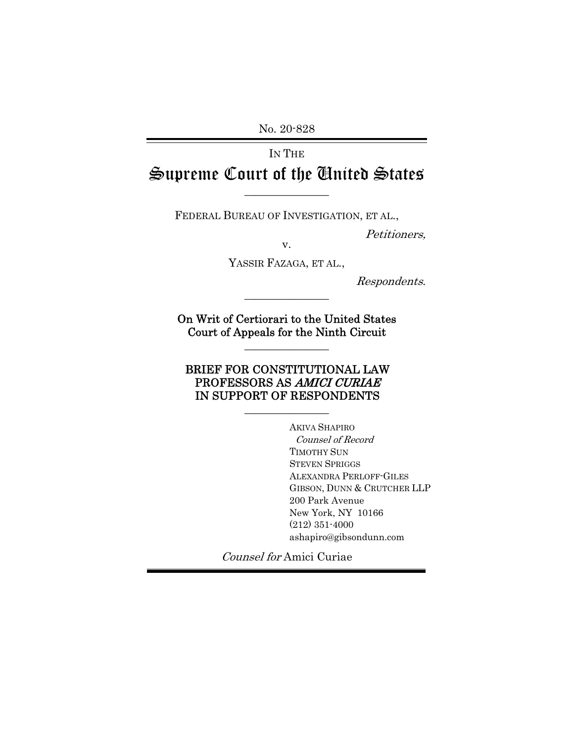No. 20-828

IN THE

# Supreme Court of the United States

---

FEDERAL BUREAU OF INVESTIGATION, ET AL.,

*Petitioners,*

v.

YASSIR FAZAGA, ET AL.,

*Respondents.*

---

**On Writ of Certiorari to the United States Court of Appeals for the Ninth Circuit**

---

**BRIEF FOR CONSTITUTIONAL LAW PROFESSORS AS *AMICI CURIAE* IN SUPPORT OF RESPONDENTS**

---

AKIVA SHAPIRO
*Counsel of Record*
TIMOTHY SUN
STEVEN SPRIGGS
ALEXANDRA PERLOFF-GILES
GIBSON, DUNN & CRUTCHER LLP
200 Park Avenue
New York, NY 10166
(212) 351-4000
ashapiro@gibsondunn.com

*Counsel for* Amici Curiae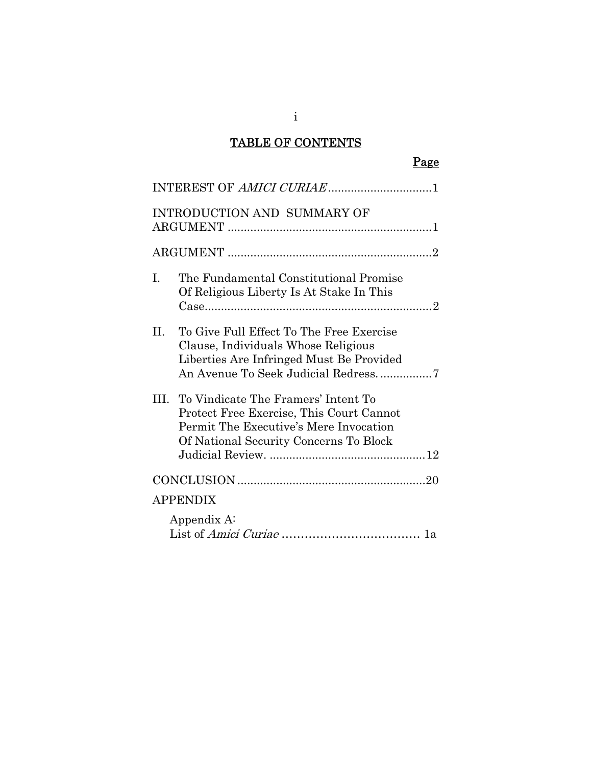# TABLE OF CONTENTS

| | Page |
|---|---|
| INTEREST OF *AMICI CURIAE* | 1 |
| INTRODUCTION AND SUMMARY OF ARGUMENT | 1 |
| ARGUMENT | 2 |
| I. The Fundamental Constitutional Promise Of Religious Liberty Is At Stake In This Case | 2 |
| II. To Give Full Effect To The Free Exercise Clause, Individuals Whose Religious Liberties Are Infringed Must Be Provided An Avenue To Seek Judicial Redress. | 7 |
| III. To Vindicate The Framers' Intent To Protect Free Exercise, This Court Cannot Permit The Executive's Mere Invocation Of National Security Concerns To Block Judicial Review. | 12 |
| CONCLUSION | 20 |
| APPENDIX | |
| Appendix A: List of *Amici Curiae* | 1a |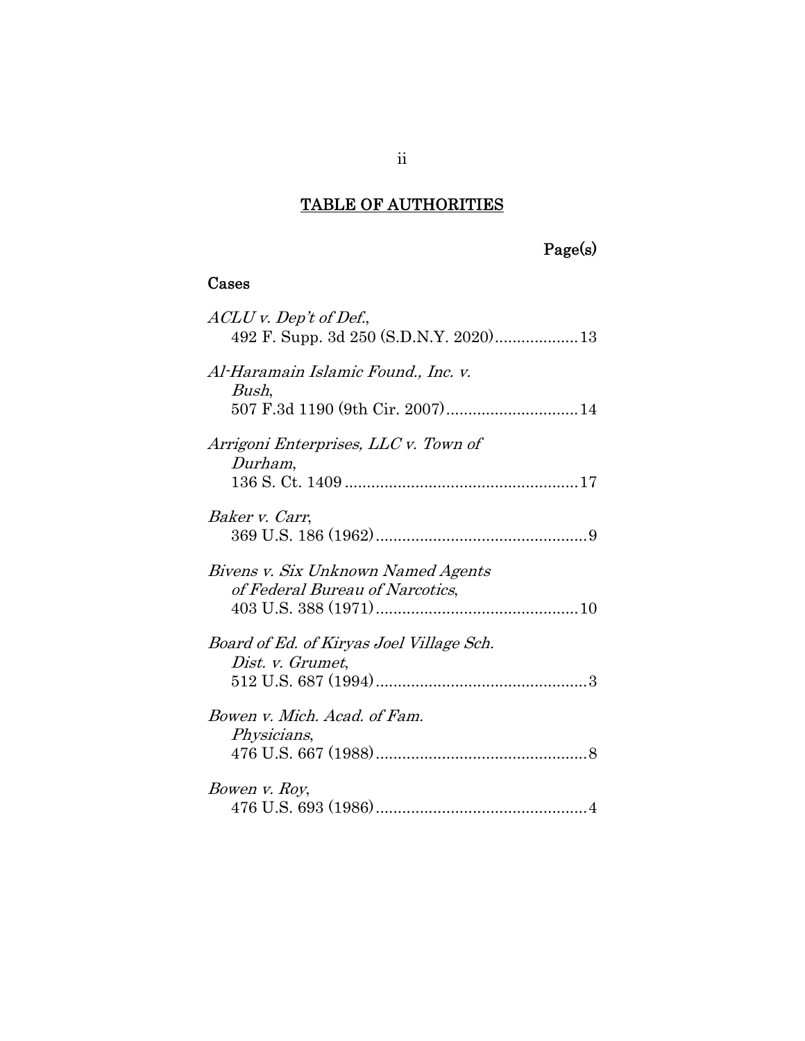## TABLE OF AUTHORITIES

Page(s)

### Cases

*ACLU v. Dep't of Def.*,
492 F. Supp. 3d 250 (S.D.N.Y. 2020) .................. 13

*Al-Haramain Islamic Found., Inc. v. Bush*,
507 F.3d 1190 (9th Cir. 2007) ............................. 14

*Arrigoni Enterprises, LLC v. Town of Durham*,
136 S. Ct. 1409 ..................................................... 17

*Baker v. Carr*,
369 U.S. 186 (1962) ................................................ 9

*Bivens v. Six Unknown Named Agents of Federal Bureau of Narcotics*,
403 U.S. 388 (1971) .............................................. 10

*Board of Ed. of Kiryas Joel Village Sch. Dist. v. Grumet*,
512 U.S. 687 (1994) ................................................ 3

*Bowen v. Mich. Acad. of Fam. Physicians*,
476 U.S. 667 (1988) ................................................ 8

*Bowen v. Roy*,
476 U.S. 693 (1986) ................................................ 4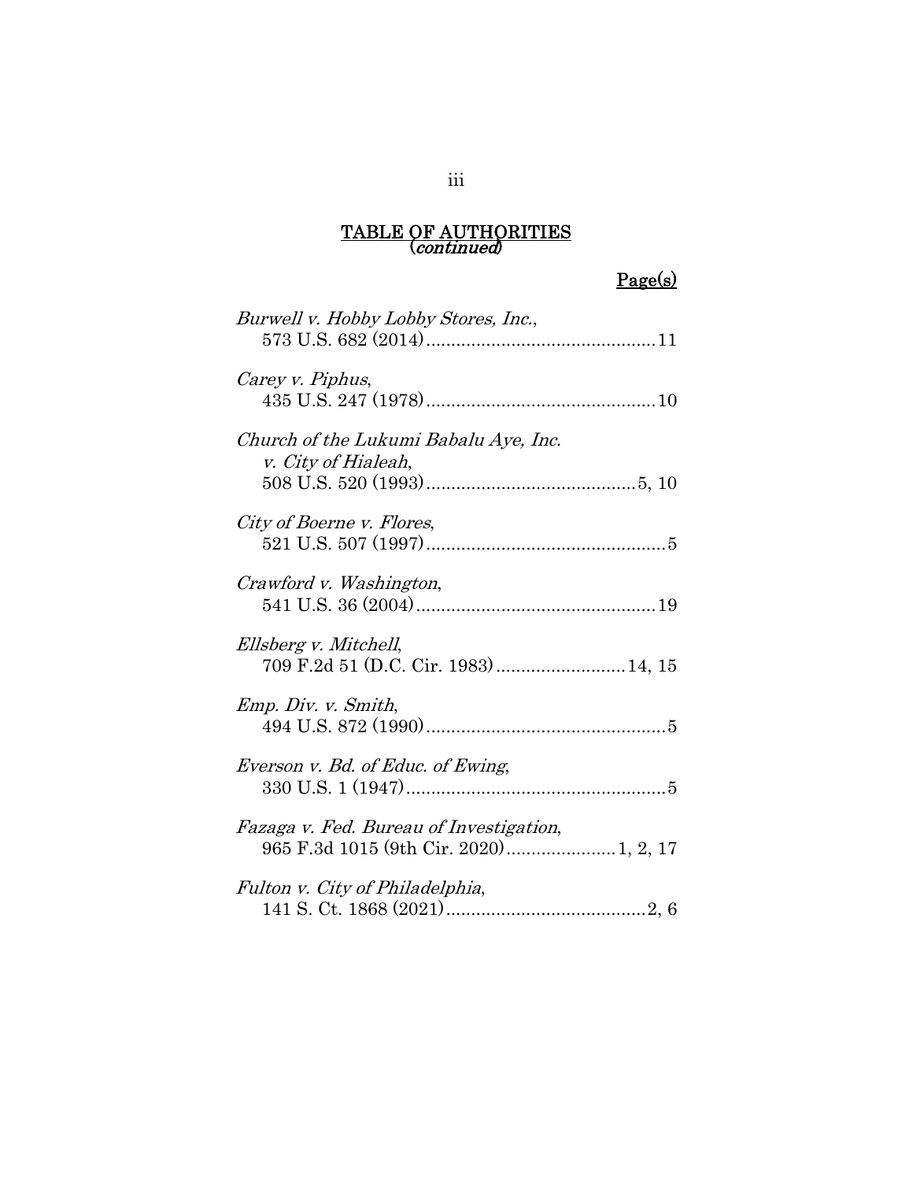## TABLE OF AUTHORITIES
(*continued*)

Page(s)

*Burwell v. Hobby Lobby Stores, Inc.*,
573 U.S. 682 (2014) ............................................. 11

*Carey v. Piphus*,
435 U.S. 247 (1978) ............................................. 10

*Church of the Lukumi Babalu Aye, Inc. v. City of Hialeah*,
508 U.S. 520 (1993) .......................................... 5, 10

*City of Boerne v. Flores*,
521 U.S. 507 (1997) ................................................ 5

*Crawford v. Washington*,
541 U.S. 36 (2004) ................................................ 19

*Ellsberg v. Mitchell*,
709 F.2d 51 (D.C. Cir. 1983) ......................... 14, 15

*Emp. Div. v. Smith*,
494 U.S. 872 (1990) ................................................ 5

*Everson v. Bd. of Educ. of Ewing*,
330 U.S. 1 (1947) .................................................... 5

*Fazaga v. Fed. Bureau of Investigation*,
965 F.3d 1015 (9th Cir. 2020) ...................... 1, 2, 17

*Fulton v. City of Philadelphia*,
141 S. Ct. 1868 (2021) ........................................ 2, 6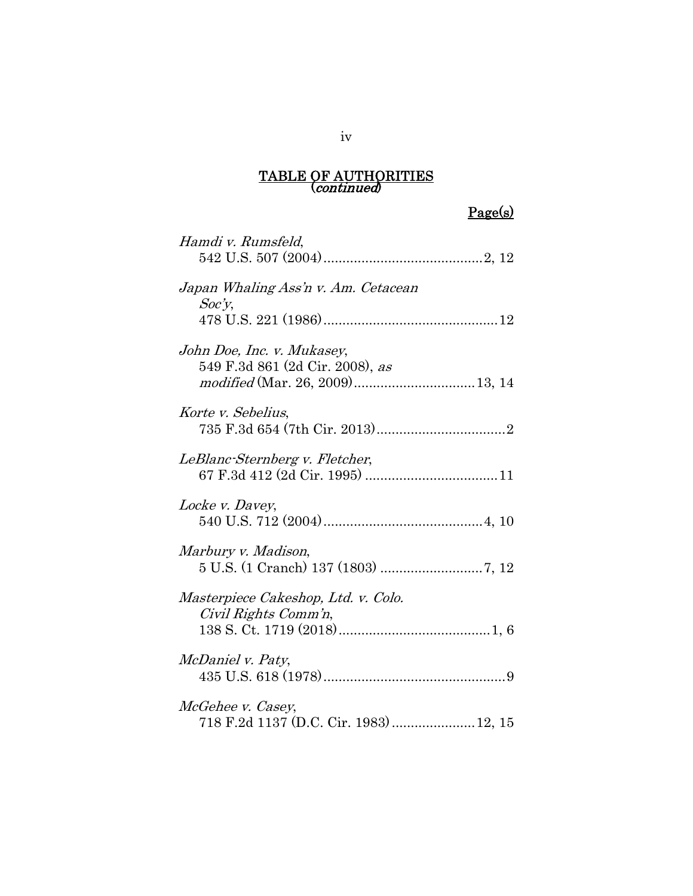## TABLE OF AUTHORITIES (*continued*)

Page(s)

*Hamdi v. Rumsfeld*,
542 U.S. 507 (2004) .......................................... 2, 12

*Japan Whaling Ass'n v. Am. Cetacean Soc'y*,
478 U.S. 221 (1986) .............................................. 12

*John Doe, Inc. v. Mukasey*,
549 F.3d 861 (2d Cir. 2008), *as modified* (Mar. 26, 2009) ................................ 13, 14

*Korte v. Sebelius*,
735 F.3d 654 (7th Cir. 2013) .................................. 2

*LeBlanc-Sternberg v. Fletcher*,
67 F.3d 412 (2d Cir. 1995) ................................... 11

*Locke v. Davey*,
540 U.S. 712 (2004) .......................................... 4, 10

*Marbury v. Madison*,
5 U.S. (1 Cranch) 137 (1803) ........................... 7, 12

*Masterpiece Cakeshop, Ltd. v. Colo. Civil Rights Comm'n*,
138 S. Ct. 1719 (2018) ........................................ 1, 6

*McDaniel v. Paty*,
435 U.S. 618 (1978) ................................................ 9

*McGehee v. Casey*,
718 F.2d 1137 (D.C. Cir. 1983) ...................... 12, 15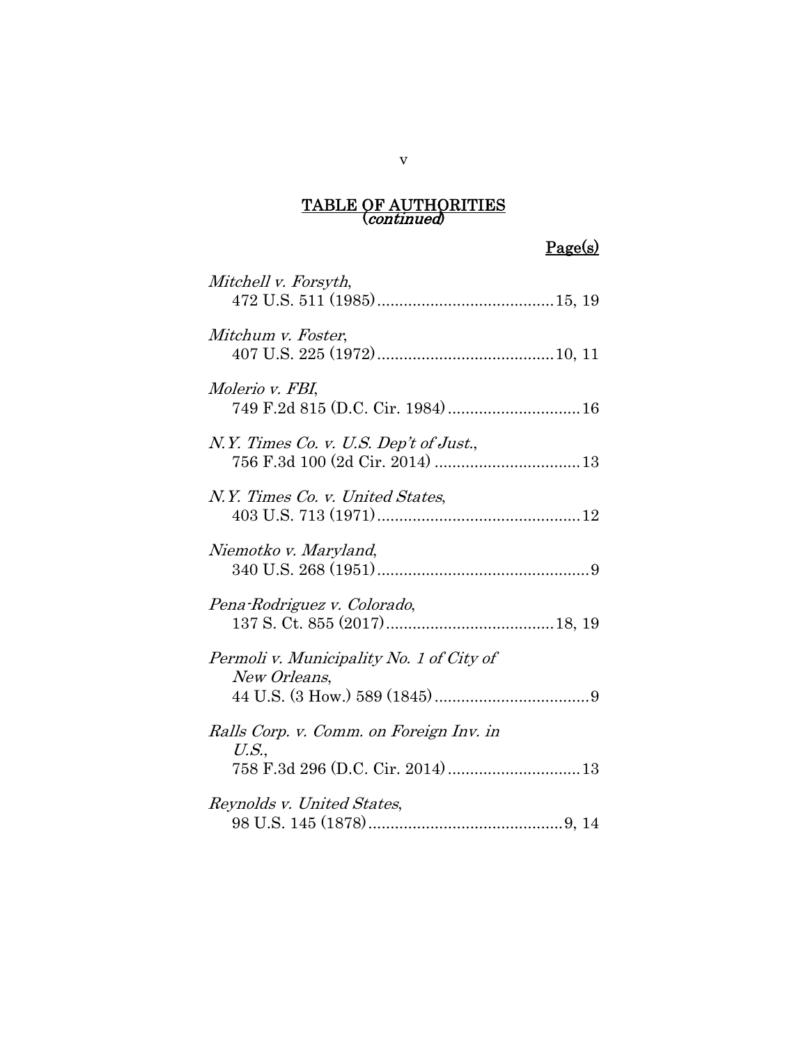## TABLE OF AUTHORITIES (*continued*)

Page(s)

*Mitchell v. Forsyth*,
472 U.S. 511 (1985) ........................................ 15, 19

*Mitchum v. Foster*,
407 U.S. 225 (1972) ........................................ 10, 11

*Molerio v. FBI*,
749 F.2d 815 (D.C. Cir. 1984) .............................. 16

*N.Y. Times Co. v. U.S. Dep't of Just.*,
756 F.3d 100 (2d Cir. 2014) ................................. 13

*N.Y. Times Co. v. United States*,
403 U.S. 713 (1971) .............................................. 12

*Niemotko v. Maryland*,
340 U.S. 268 (1951) ................................................ 9

*Pena-Rodriguez v. Colorado*,
137 S. Ct. 855 (2017) ...................................... 18, 19

*Permoli v. Municipality No. 1 of City of New Orleans*,
44 U.S. (3 How.) 589 (1845) ................................... 9

*Ralls Corp. v. Comm. on Foreign Inv. in U.S.*,
758 F.3d 296 (D.C. Cir. 2014) .............................. 13

*Reynolds v. United States*,
98 U.S. 145 (1878) ............................................ 9, 14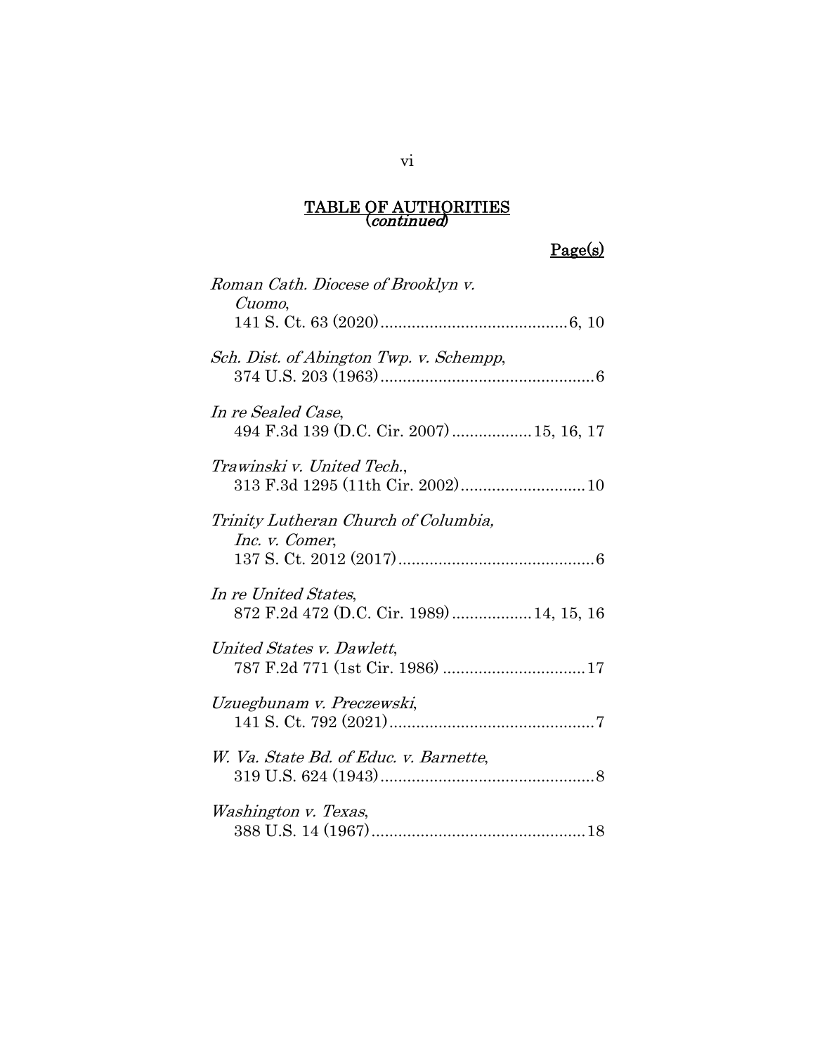## TABLE OF AUTHORITIES
(*continued*)

Page(s)

*Roman Cath. Diocese of Brooklyn v. Cuomo*,
141 S. Ct. 63 (2020) .......................................... 6, 10

*Sch. Dist. of Abington Twp. v. Schempp*,
374 U.S. 203 (1963) ................................................ 6

*In re Sealed Case*,
494 F.3d 139 (D.C. Cir. 2007) .................. 15, 16, 17

*Trawinski v. United Tech.*,
313 F.3d 1295 (11th Cir. 2002) ............................ 10

*Trinity Lutheran Church of Columbia, Inc. v. Comer*,
137 S. Ct. 2012 (2017) ............................................ 6

*In re United States*,
872 F.2d 472 (D.C. Cir. 1989) .................. 14, 15, 16

*United States v. Dawlett*,
787 F.2d 771 (1st Cir. 1986) ................................ 17

*Uzuegbunam v. Preczewski*,
141 S. Ct. 792 (2021) .............................................. 7

*W. Va. State Bd. of Educ. v. Barnette*,
319 U.S. 624 (1943) ................................................ 8

*Washington v. Texas*,
388 U.S. 14 (1967) ................................................ 18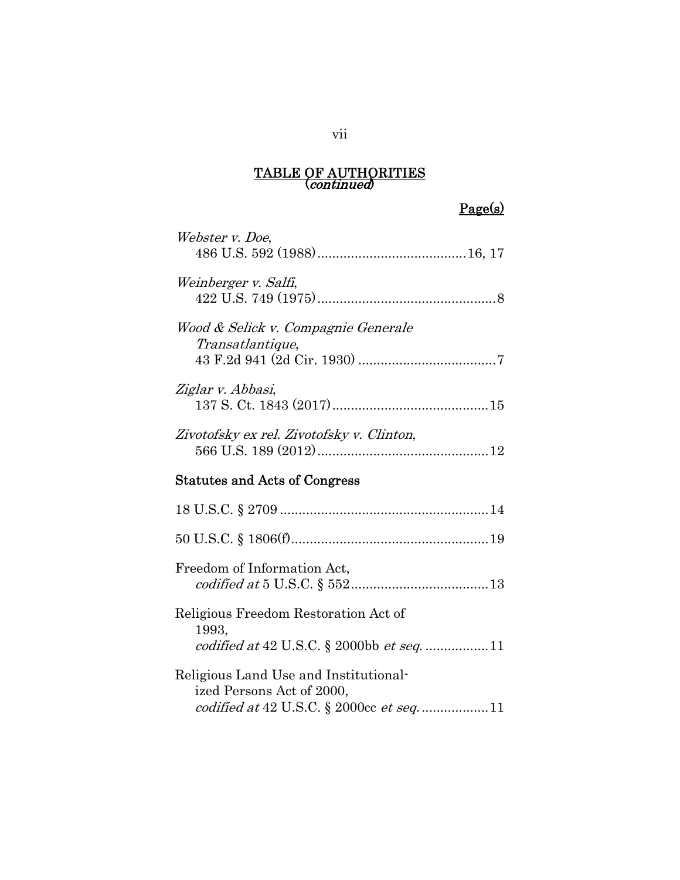# TABLE OF AUTHORITIES
(*continued*)

Page(s)

*Webster v. Doe*,
486 U.S. 592 (1988)........................................16, 17

*Weinberger v. Salfi*,
422 U.S. 749 (1975)................................................8

*Wood & Selick v. Compagnie Generale Transatlantique*,
43 F.2d 941 (2d Cir. 1930) .....................................7

*Ziglar v. Abbasi*,
137 S. Ct. 1843 (2017)..........................................15

*Zivotofsky ex rel. Zivotofsky v. Clinton*,
566 U.S. 189 (2012)..............................................12

## Statutes and Acts of Congress

18 U.S.C. § 2709 .......................................................14

50 U.S.C. § 1806(f).....................................................19

Freedom of Information Act,
*codified at* 5 U.S.C. § 552.....................................13

Religious Freedom Restoration Act of 1993,
*codified at* 42 U.S.C. § 2000bb *et seq.* .................11

Religious Land Use and Institutionalized Persons Act of 2000,
*codified at* 42 U.S.C. § 2000cc *et seq.*..................11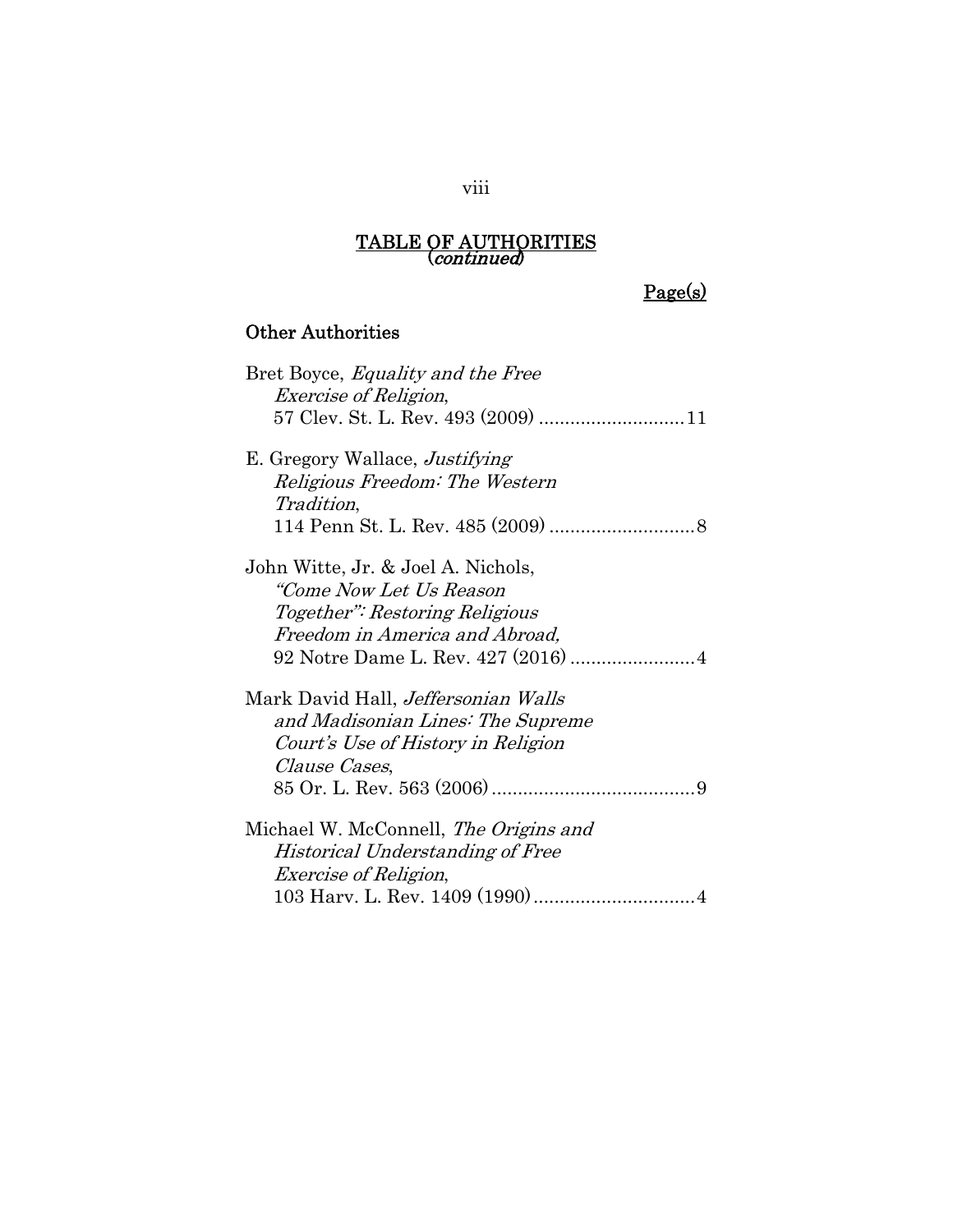## TABLE OF AUTHORITIES (*continued*)

Page(s)

### Other Authorities

Bret Boyce, *Equality and the Free Exercise of Religion*, 57 Clev. St. L. Rev. 493 (2009) ............................ 11

E. Gregory Wallace, *Justifying Religious Freedom: The Western Tradition*, 114 Penn St. L. Rev. 485 (2009) ............................ 8

John Witte, Jr. & Joel A. Nichols, *"Come Now Let Us Reason Together": Restoring Religious Freedom in America and Abroad,* 92 Notre Dame L. Rev. 427 (2016) ........................ 4

Mark David Hall, *Jeffersonian Walls and Madisonian Lines: The Supreme Court's Use of History in Religion Clause Cases*, 85 Or. L. Rev. 563 (2006) ........................................ 9

Michael W. McConnell, *The Origins and Historical Understanding of Free Exercise of Religion*, 103 Harv. L. Rev. 1409 (1990) ............................... 4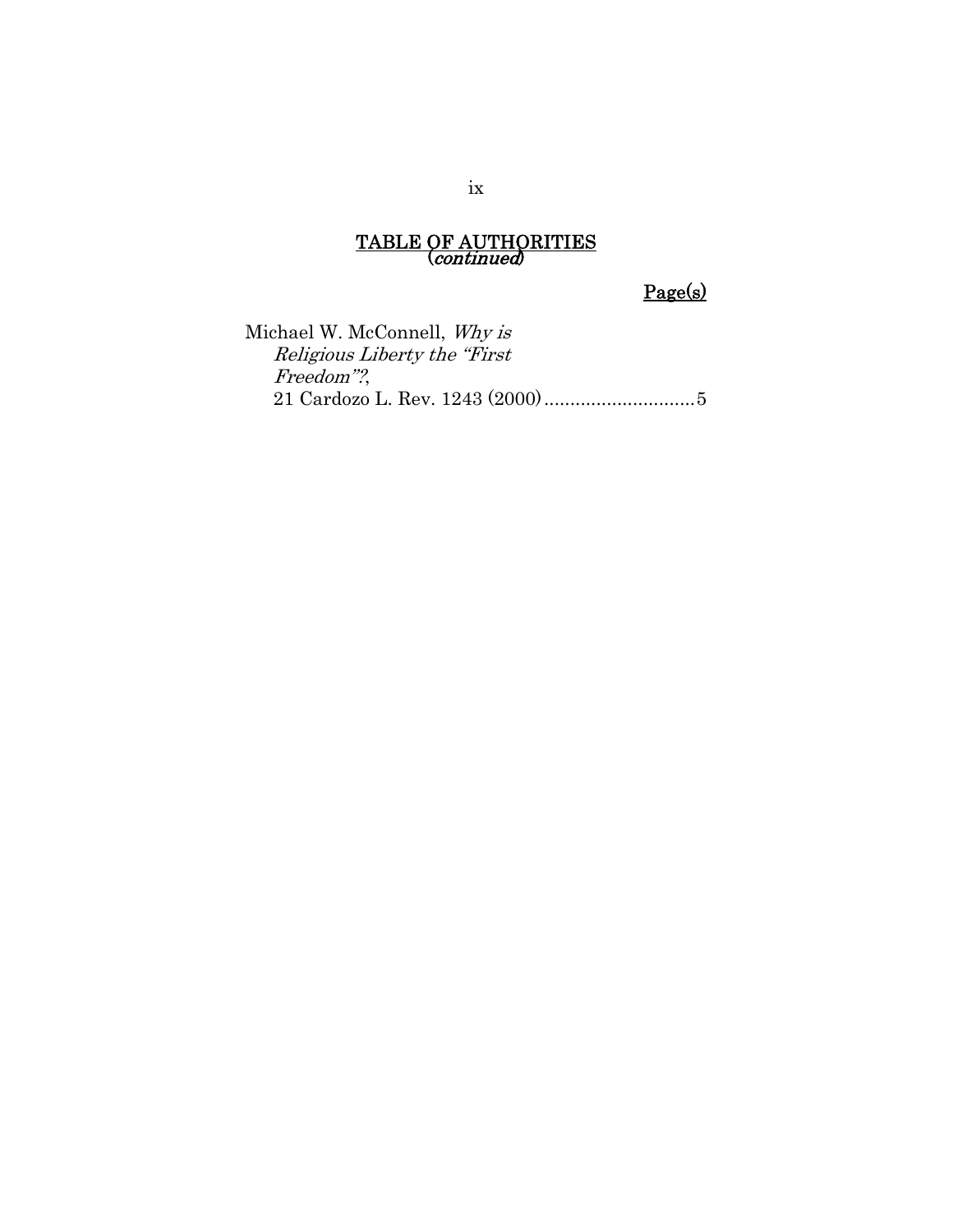**TABLE OF AUTHORITIES**
**(*continued*)**

**Page(s)**

Michael W. McConnell, *Why is Religious Liberty the "First Freedom"?*, 21 Cardozo L. Rev. 1243 (2000) .............................5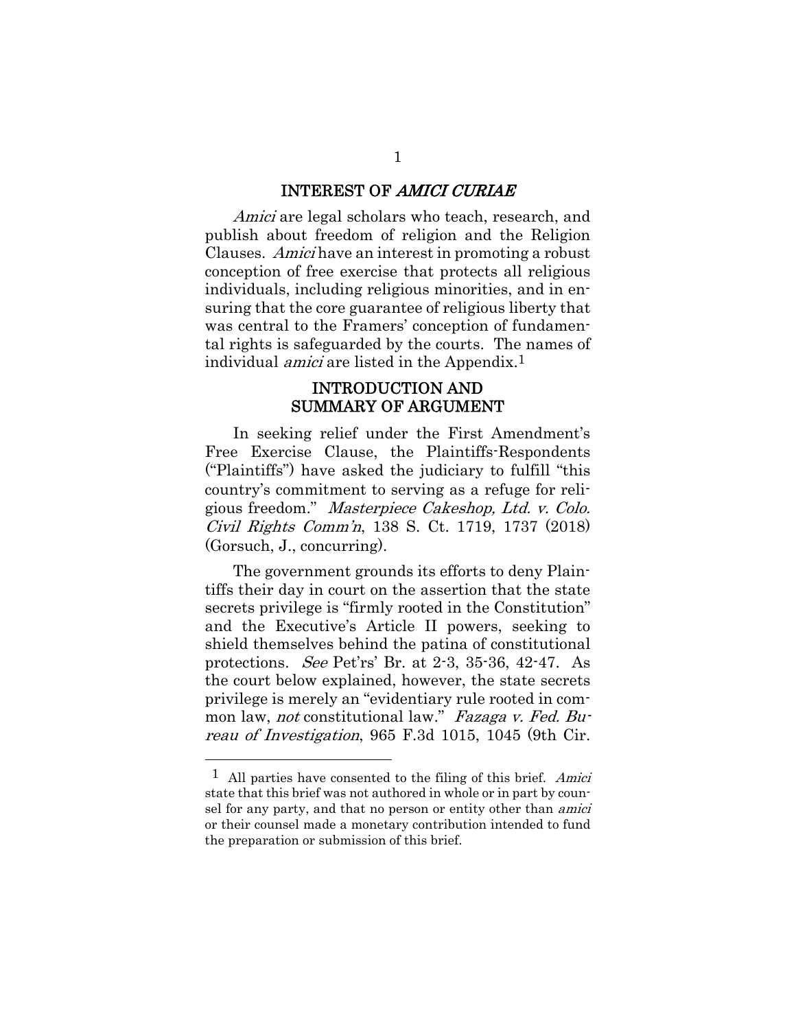## INTEREST OF *AMICI CURIAE*

*Amici* are legal scholars who teach, research, and publish about freedom of religion and the Religion Clauses. *Amici* have an interest in promoting a robust conception of free exercise that protects all religious individuals, including religious minorities, and in ensuring that the core guarantee of religious liberty that was central to the Framers' conception of fundamental rights is safeguarded by the courts. The names of individual *amici* are listed in the Appendix.[1]

## INTRODUCTION AND SUMMARY OF ARGUMENT

In seeking relief under the First Amendment's Free Exercise Clause, the Plaintiffs-Respondents ("Plaintiffs") have asked the judiciary to fulfill "this country's commitment to serving as a refuge for religious freedom." *Masterpiece Cakeshop, Ltd. v. Colo. Civil Rights Comm'n*, 138 S. Ct. 1719, 1737 (2018) (Gorsuch, J., concurring).

The government grounds its efforts to deny Plaintiffs their day in court on the assertion that the state secrets privilege is "firmly rooted in the Constitution" and the Executive's Article II powers, seeking to shield themselves behind the patina of constitutional protections. *See* Pet'rs' Br. at 2-3, 35-36, 42-47. As the court below explained, however, the state secrets privilege is merely an "evidentiary rule rooted in common law, *not* constitutional law." *Fazaga v. Fed. Bureau of Investigation*, 965 F.3d 1015, 1045 (9th Cir.

---

[1] All parties have consented to the filing of this brief. *Amici* state that this brief was not authored in whole or in part by counsel for any party, and that no person or entity other than *amici* or their counsel made a monetary contribution intended to fund the preparation or submission of this brief.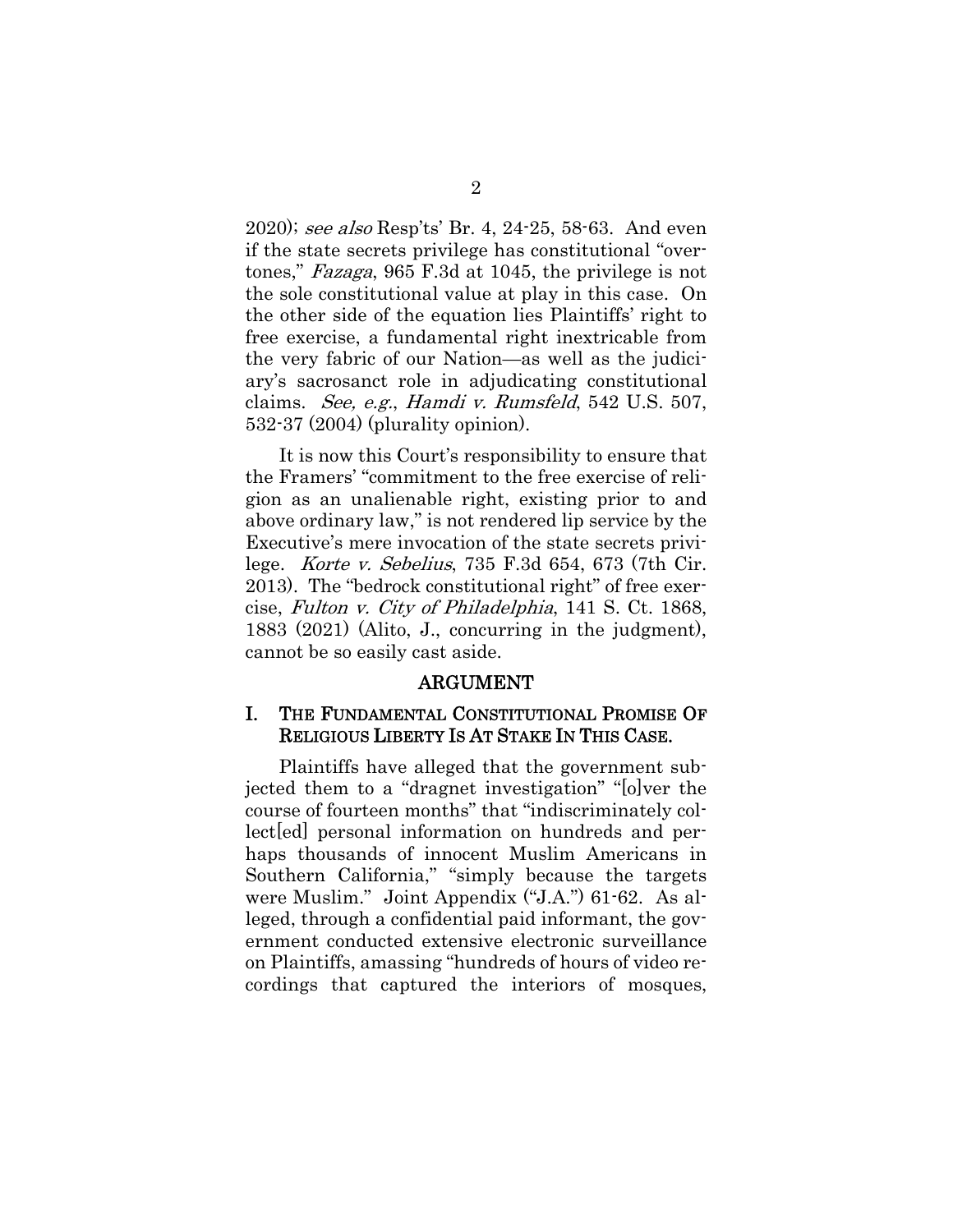2020); *see also* Resp'ts' Br. 4, 24-25, 58-63. And even if the state secrets privilege has constitutional "overtones," *Fazaga*, 965 F.3d at 1045, the privilege is not the sole constitutional value at play in this case. On the other side of the equation lies Plaintiffs' right to free exercise, a fundamental right inextricable from the very fabric of our Nation—as well as the judiciary's sacrosanct role in adjudicating constitutional claims. *See, e.g.*, *Hamdi v. Rumsfeld*, 542 U.S. 507, 532-37 (2004) (plurality opinion).

It is now this Court's responsibility to ensure that the Framers' "commitment to the free exercise of religion as an unalienable right, existing prior to and above ordinary law," is not rendered lip service by the Executive's mere invocation of the state secrets privilege. *Korte v. Sebelius*, 735 F.3d 654, 673 (7th Cir. 2013). The "bedrock constitutional right" of free exercise, *Fulton v. City of Philadelphia*, 141 S. Ct. 1868, 1883 (2021) (Alito, J., concurring in the judgment), cannot be so easily cast aside.

## ARGUMENT

### I. THE FUNDAMENTAL CONSTITUTIONAL PROMISE OF RELIGIOUS LIBERTY IS AT STAKE IN THIS CASE.

Plaintiffs have alleged that the government subjected them to a "dragnet investigation" "[o]ver the course of fourteen months" that "indiscriminately collect[ed] personal information on hundreds and perhaps thousands of innocent Muslim Americans in Southern California," "simply because the targets were Muslim." Joint Appendix ("J.A.") 61-62. As alleged, through a confidential paid informant, the government conducted extensive electronic surveillance on Plaintiffs, amassing "hundreds of hours of video recordings that captured the interiors of mosques,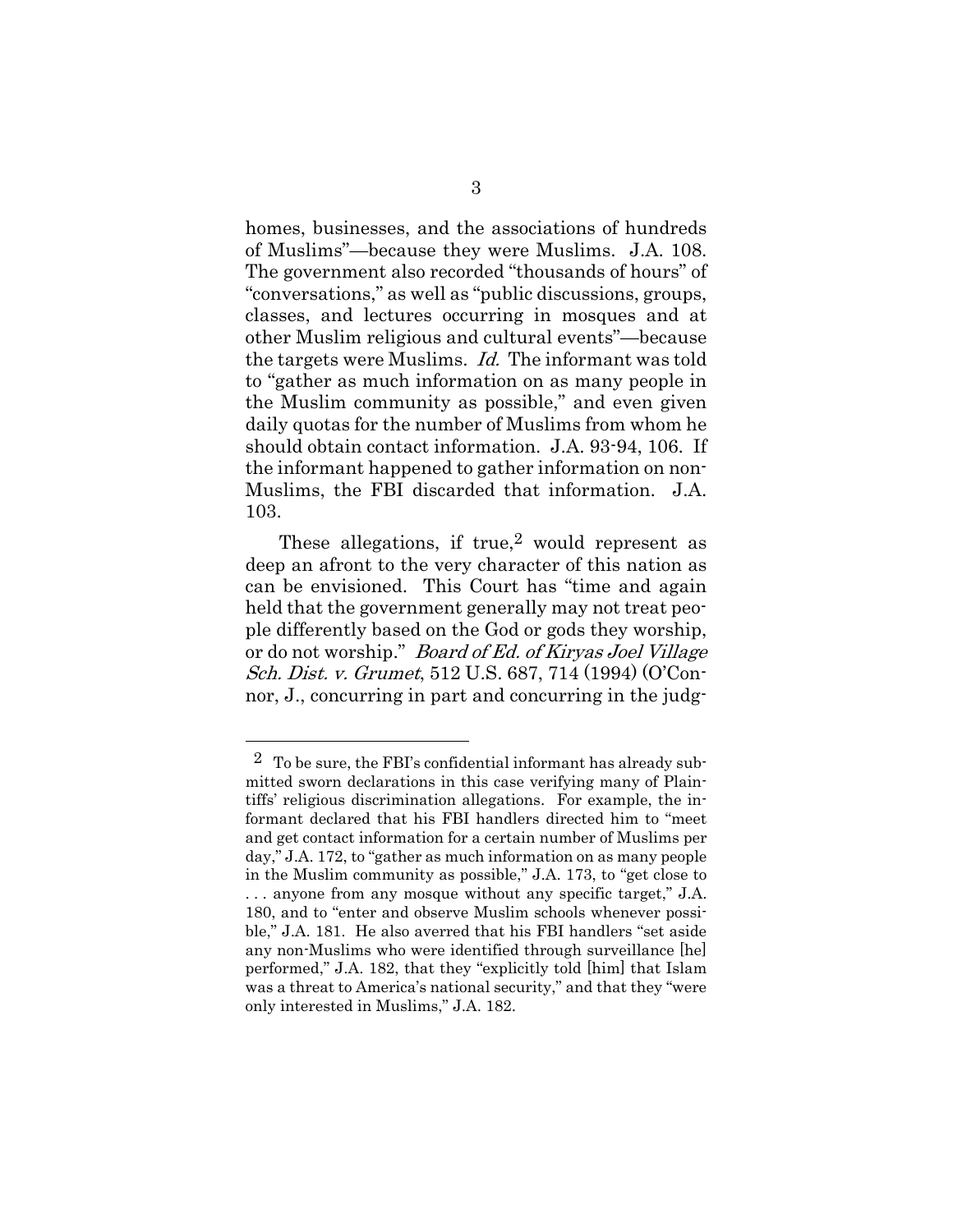homes, businesses, and the associations of hundreds of Muslims"—because they were Muslims. J.A. 108. The government also recorded "thousands of hours" of "conversations," as well as "public discussions, groups, classes, and lectures occurring in mosques and at other Muslim religious and cultural events"—because the targets were Muslims. *Id.* The informant was told to "gather as much information on as many people in the Muslim community as possible," and even given daily quotas for the number of Muslims from whom he should obtain contact information. J.A. 93-94, 106. If the informant happened to gather information on non-Muslims, the FBI discarded that information. J.A. 103.

These allegations, if true,[2] would represent as deep an afront to the very character of this nation as can be envisioned. This Court has "time and again held that the government generally may not treat people differently based on the God or gods they worship, or do not worship." *Board of Ed. of Kiryas Joel Village Sch. Dist. v. Grumet*, 512 U.S. 687, 714 (1994) (O'Connor, J., concurring in part and concurring in the judg-

[2] To be sure, the FBI's confidential informant has already submitted sworn declarations in this case verifying many of Plaintiffs' religious discrimination allegations. For example, the informant declared that his FBI handlers directed him to "meet and get contact information for a certain number of Muslims per day," J.A. 172, to "gather as much information on as many people in the Muslim community as possible," J.A. 173, to "get close to . . . anyone from any mosque without any specific target," J.A. 180, and to "enter and observe Muslim schools whenever possible," J.A. 181. He also averred that his FBI handlers "set aside any non-Muslims who were identified through surveillance [he] performed," J.A. 182, that they "explicitly told [him] that Islam was a threat to America's national security," and that they "were only interested in Muslims," J.A. 182.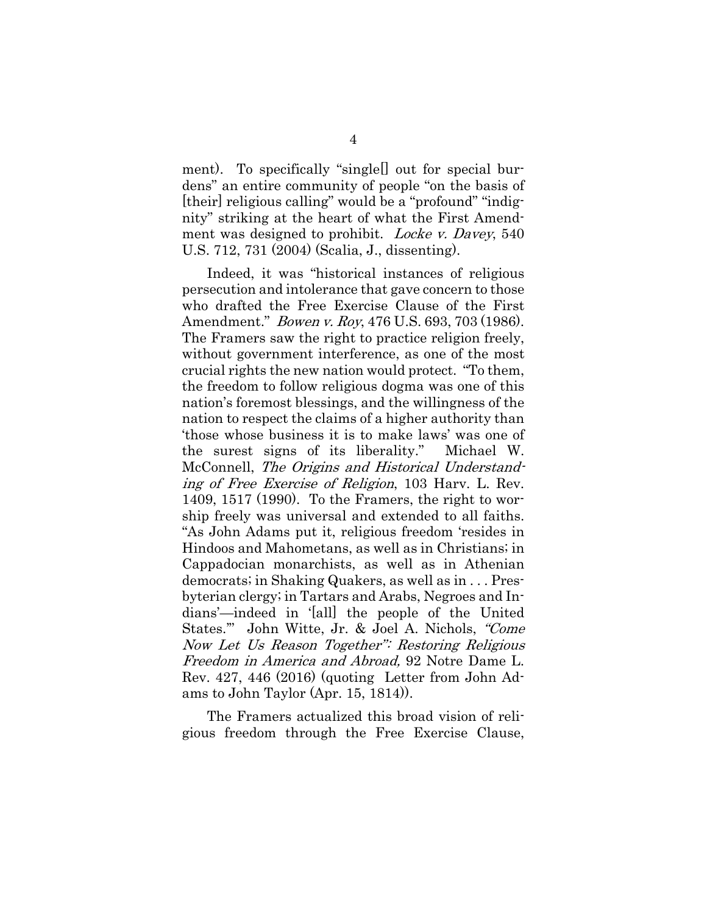ment). To specifically "single[] out for special burdens" an entire community of people "on the basis of [their] religious calling" would be a "profound" "indignity" striking at the heart of what the First Amendment was designed to prohibit. *Locke v. Davey*, 540 U.S. 712, 731 (2004) (Scalia, J., dissenting).

Indeed, it was "historical instances of religious persecution and intolerance that gave concern to those who drafted the Free Exercise Clause of the First Amendment." *Bowen v. Roy*, 476 U.S. 693, 703 (1986). The Framers saw the right to practice religion freely, without government interference, as one of the most crucial rights the new nation would protect. "To them, the freedom to follow religious dogma was one of this nation's foremost blessings, and the willingness of the nation to respect the claims of a higher authority than 'those whose business it is to make laws' was one of the surest signs of its liberality." Michael W. McConnell, *The Origins and Historical Understanding of Free Exercise of Religion*, 103 Harv. L. Rev. 1409, 1517 (1990). To the Framers, the right to worship freely was universal and extended to all faiths. "As John Adams put it, religious freedom 'resides in Hindoos and Mahometans, as well as in Christians; in Cappadocian monarchists, as well as in Athenian democrats; in Shaking Quakers, as well as in . . . Presbyterian clergy; in Tartars and Arabs, Negroes and Indians'—indeed in '[all] the people of the United States.'" John Witte, Jr. & Joel A. Nichols, *"Come Now Let Us Reason Together": Restoring Religious Freedom in America and Abroad,* 92 Notre Dame L. Rev. 427, 446 (2016) (quoting Letter from John Adams to John Taylor (Apr. 15, 1814)).

The Framers actualized this broad vision of religious freedom through the Free Exercise Clause,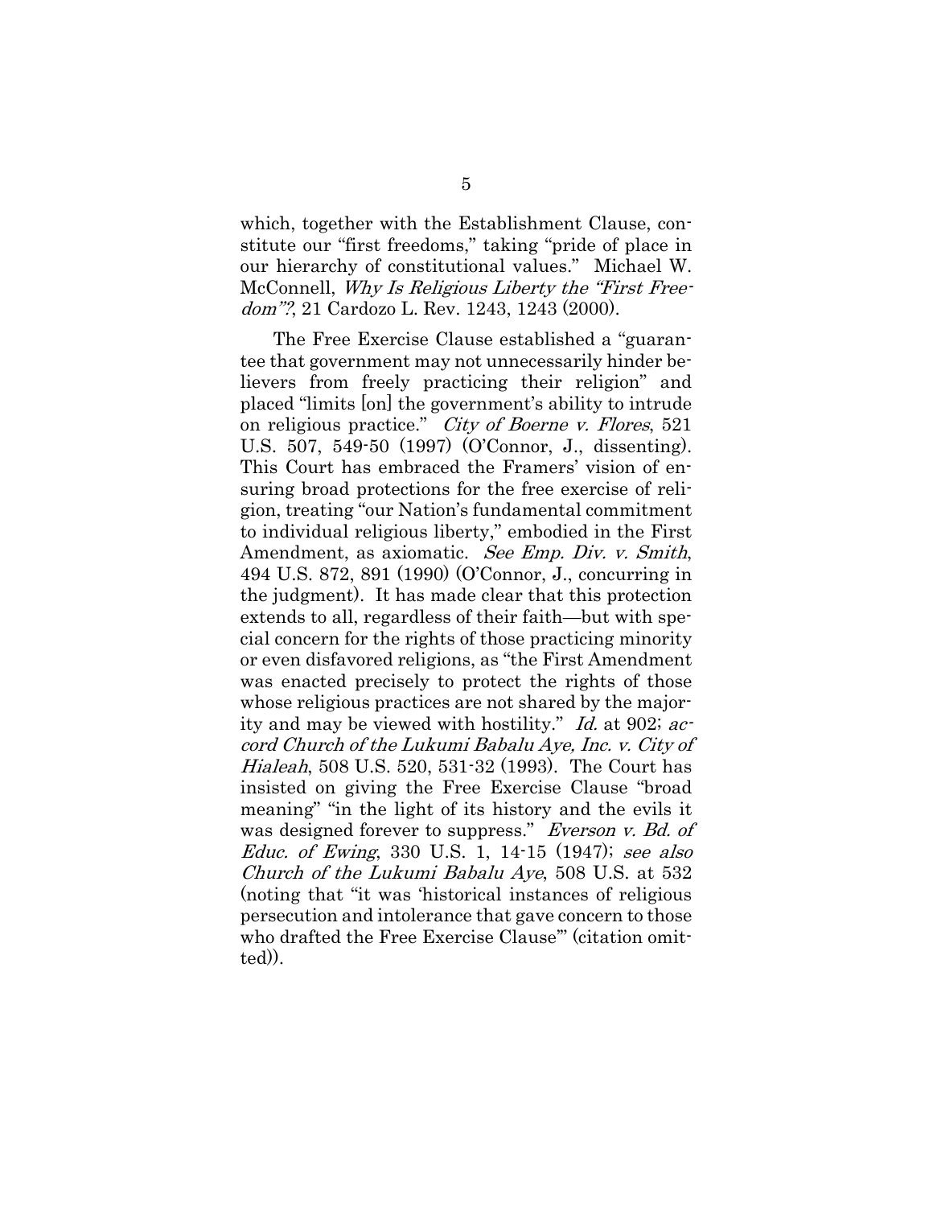which, together with the Establishment Clause, constitute our "first freedoms," taking "pride of place in our hierarchy of constitutional values." Michael W. McConnell, *Why Is Religious Liberty the "First Freedom"?*, 21 Cardozo L. Rev. 1243, 1243 (2000).

The Free Exercise Clause established a "guarantee that government may not unnecessarily hinder believers from freely practicing their religion" and placed "limits [on] the government's ability to intrude on religious practice." *City of Boerne v. Flores*, 521 U.S. 507, 549-50 (1997) (O'Connor, J., dissenting). This Court has embraced the Framers' vision of ensuring broad protections for the free exercise of religion, treating "our Nation's fundamental commitment to individual religious liberty," embodied in the First Amendment, as axiomatic. *See Emp. Div. v. Smith*, 494 U.S. 872, 891 (1990) (O'Connor, J., concurring in the judgment). It has made clear that this protection extends to all, regardless of their faith—but with special concern for the rights of those practicing minority or even disfavored religions, as "the First Amendment was enacted precisely to protect the rights of those whose religious practices are not shared by the majority and may be viewed with hostility." *Id.* at 902; *accord Church of the Lukumi Babalu Aye, Inc. v. City of Hialeah*, 508 U.S. 520, 531-32 (1993). The Court has insisted on giving the Free Exercise Clause "broad meaning" "in the light of its history and the evils it was designed forever to suppress." *Everson v. Bd. of Educ. of Ewing*, 330 U.S. 1, 14-15 (1947); *see also Church of the Lukumi Babalu Aye*, 508 U.S. at 532 (noting that "it was 'historical instances of religious persecution and intolerance that gave concern to those who drafted the Free Exercise Clause'" (citation omitted)).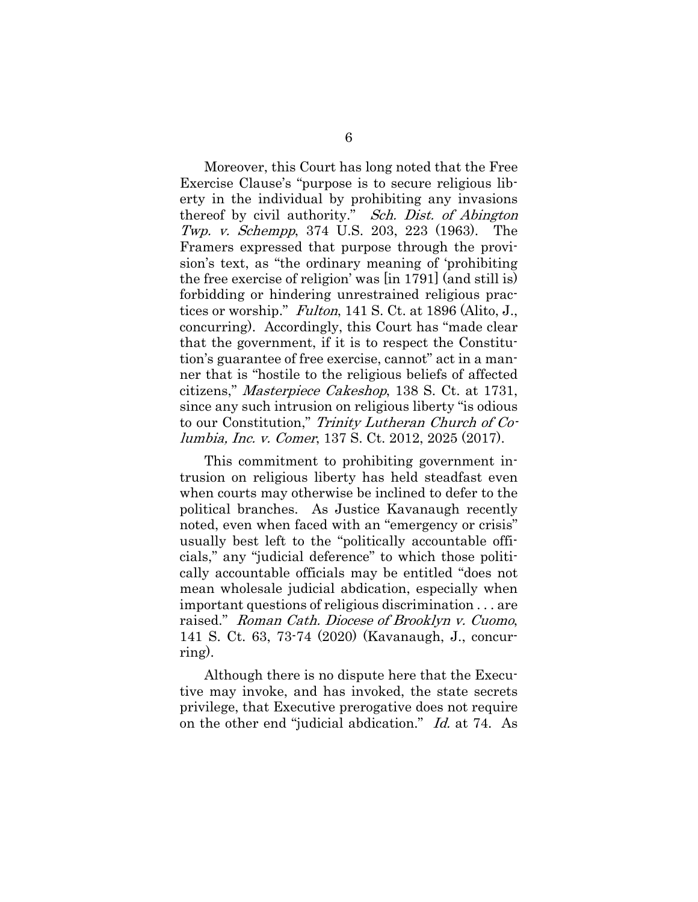Moreover, this Court has long noted that the Free Exercise Clause's "purpose is to secure religious liberty in the individual by prohibiting any invasions thereof by civil authority." *Sch. Dist. of Abington Twp. v. Schempp*, 374 U.S. 203, 223 (1963). The Framers expressed that purpose through the provision's text, as "the ordinary meaning of 'prohibiting the free exercise of religion' was [in 1791] (and still is) forbidding or hindering unrestrained religious practices or worship." *Fulton*, 141 S. Ct. at 1896 (Alito, J., concurring). Accordingly, this Court has "made clear that the government, if it is to respect the Constitution's guarantee of free exercise, cannot" act in a manner that is "hostile to the religious beliefs of affected citizens," *Masterpiece Cakeshop*, 138 S. Ct. at 1731, since any such intrusion on religious liberty "is odious to our Constitution," *Trinity Lutheran Church of Columbia, Inc. v. Comer*, 137 S. Ct. 2012, 2025 (2017).

This commitment to prohibiting government intrusion on religious liberty has held steadfast even when courts may otherwise be inclined to defer to the political branches. As Justice Kavanaugh recently noted, even when faced with an "emergency or crisis" usually best left to the "politically accountable officials," any "judicial deference" to which those politically accountable officials may be entitled "does not mean wholesale judicial abdication, especially when important questions of religious discrimination . . . are raised." *Roman Cath. Diocese of Brooklyn v. Cuomo*, 141 S. Ct. 63, 73-74 (2020) (Kavanaugh, J., concurring).

Although there is no dispute here that the Executive may invoke, and has invoked, the state secrets privilege, that Executive prerogative does not require on the other end "judicial abdication." *Id.* at 74. As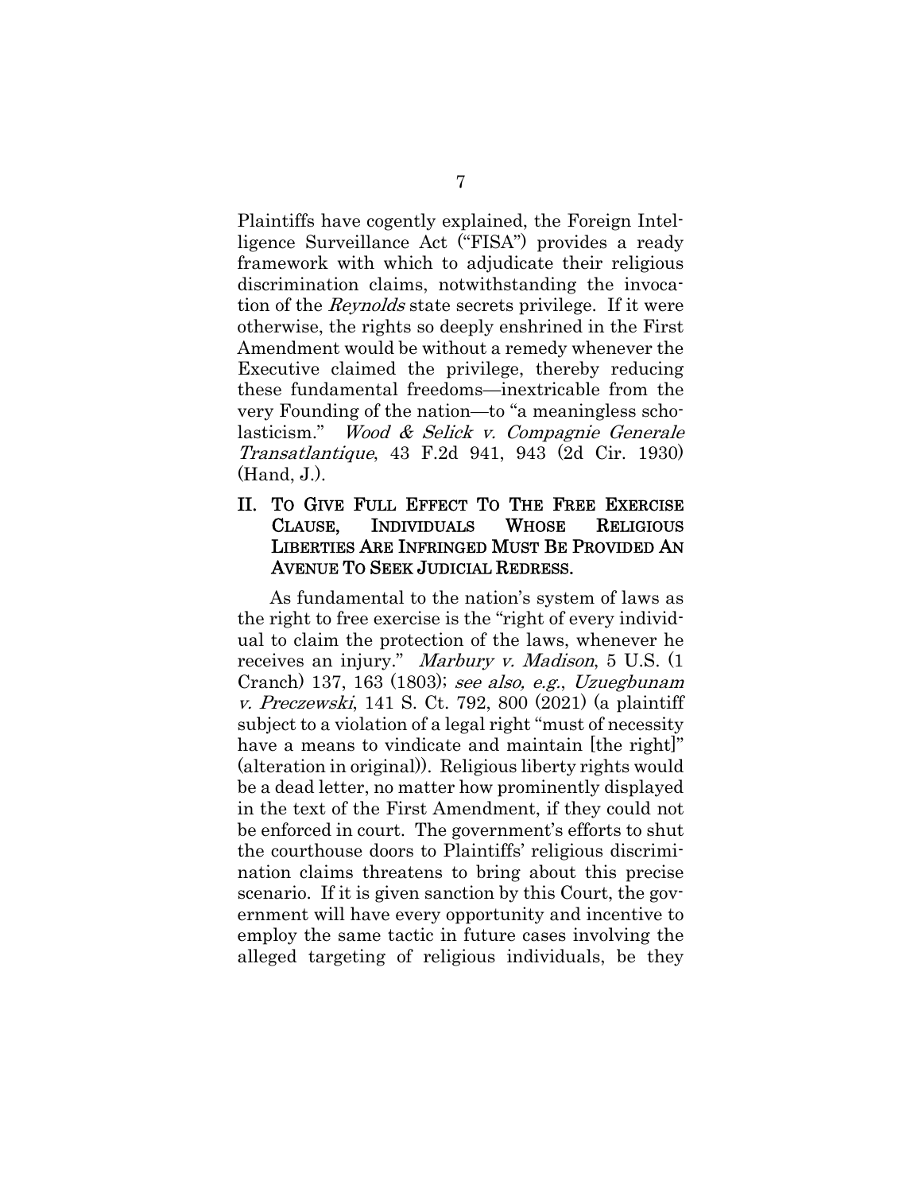Plaintiffs have cogently explained, the Foreign Intelligence Surveillance Act ("FISA") provides a ready framework with which to adjudicate their religious discrimination claims, notwithstanding the invocation of the *Reynolds* state secrets privilege. If it were otherwise, the rights so deeply enshrined in the First Amendment would be without a remedy whenever the Executive claimed the privilege, thereby reducing these fundamental freedoms—inextricable from the very Founding of the nation—to "a meaningless scholasticism." *Wood & Selick v. Compagnie Generale Transatlantique*, 43 F.2d 941, 943 (2d Cir. 1930) (Hand, J.).

## II. TO GIVE FULL EFFECT TO THE FREE EXERCISE CLAUSE, INDIVIDUALS WHOSE RELIGIOUS LIBERTIES ARE INFRINGED MUST BE PROVIDED AN AVENUE TO SEEK JUDICIAL REDRESS.

As fundamental to the nation's system of laws as the right to free exercise is the "right of every individual to claim the protection of the laws, whenever he receives an injury." *Marbury v. Madison*, 5 U.S. (1 Cranch) 137, 163 (1803); *see also, e.g.*, *Uzuegbunam v. Preczewski*, 141 S. Ct. 792, 800 (2021) (a plaintiff subject to a violation of a legal right "must of necessity have a means to vindicate and maintain [the right]" (alteration in original)). Religious liberty rights would be a dead letter, no matter how prominently displayed in the text of the First Amendment, if they could not be enforced in court. The government's efforts to shut the courthouse doors to Plaintiffs' religious discrimination claims threatens to bring about this precise scenario. If it is given sanction by this Court, the government will have every opportunity and incentive to employ the same tactic in future cases involving the alleged targeting of religious individuals, be they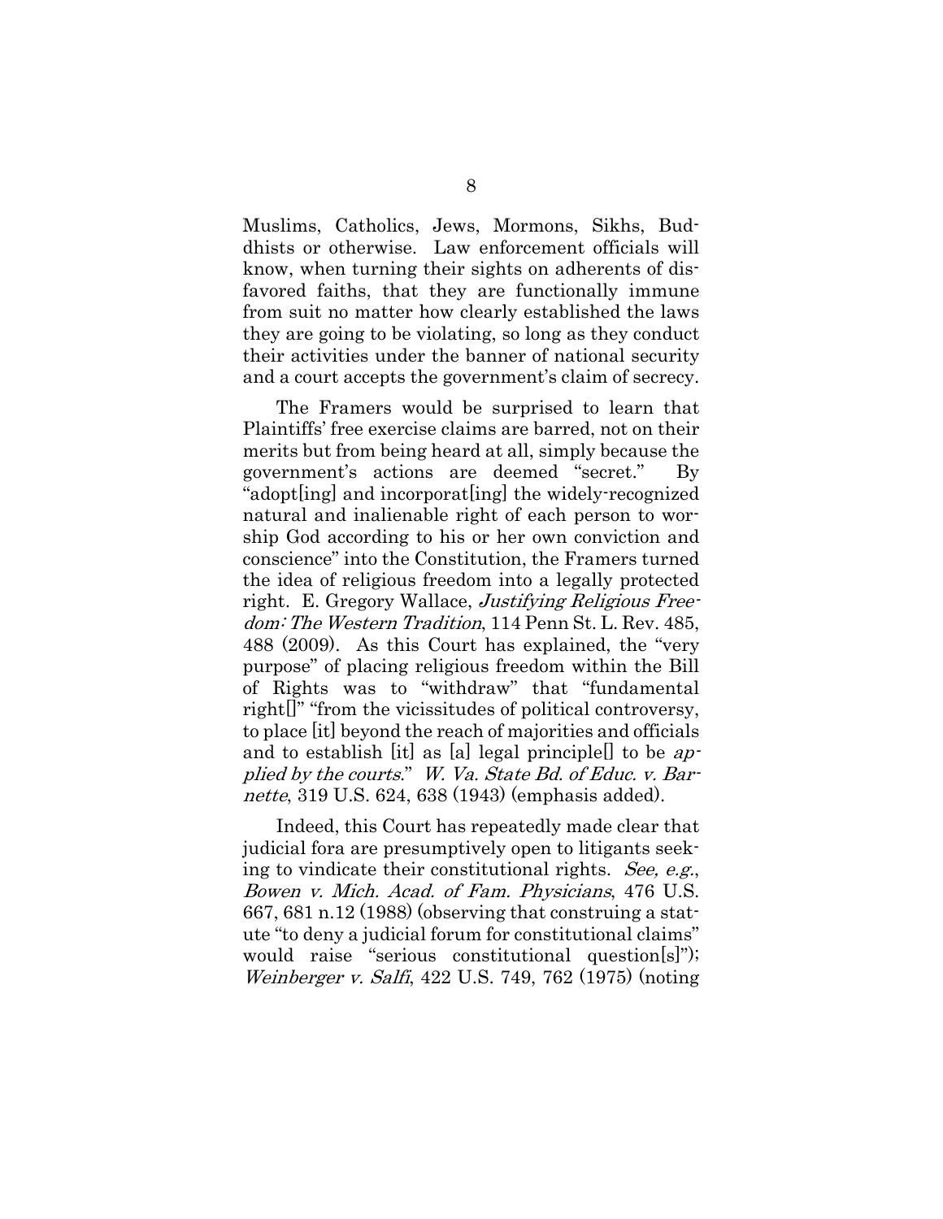Muslims, Catholics, Jews, Mormons, Sikhs, Buddhists or otherwise. Law enforcement officials will know, when turning their sights on adherents of disfavored faiths, that they are functionally immune from suit no matter how clearly established the laws they are going to be violating, so long as they conduct their activities under the banner of national security and a court accepts the government's claim of secrecy.

The Framers would be surprised to learn that Plaintiffs' free exercise claims are barred, not on their merits but from being heard at all, simply because the government's actions are deemed "secret." By "adopt[ing] and incorporat[ing] the widely-recognized natural and inalienable right of each person to worship God according to his or her own conviction and conscience" into the Constitution, the Framers turned the idea of religious freedom into a legally protected right. E. Gregory Wallace, *Justifying Religious Freedom: The Western Tradition*, 114 Penn St. L. Rev. 485, 488 (2009). As this Court has explained, the "very purpose" of placing religious freedom within the Bill of Rights was to "withdraw" that "fundamental right[]" "from the vicissitudes of political controversy, to place [it] beyond the reach of majorities and officials and to establish [it] as [a] legal principle[] to be *applied by the courts*." *W. Va. State Bd. of Educ. v. Barnette*, 319 U.S. 624, 638 (1943) (emphasis added).

Indeed, this Court has repeatedly made clear that judicial fora are presumptively open to litigants seeking to vindicate their constitutional rights. *See, e.g.*, *Bowen v. Mich. Acad. of Fam. Physicians*, 476 U.S. 667, 681 n.12 (1988) (observing that construing a statute "to deny a judicial forum for constitutional claims" would raise "serious constitutional question[s]"); *Weinberger v. Salfi*, 422 U.S. 749, 762 (1975) (noting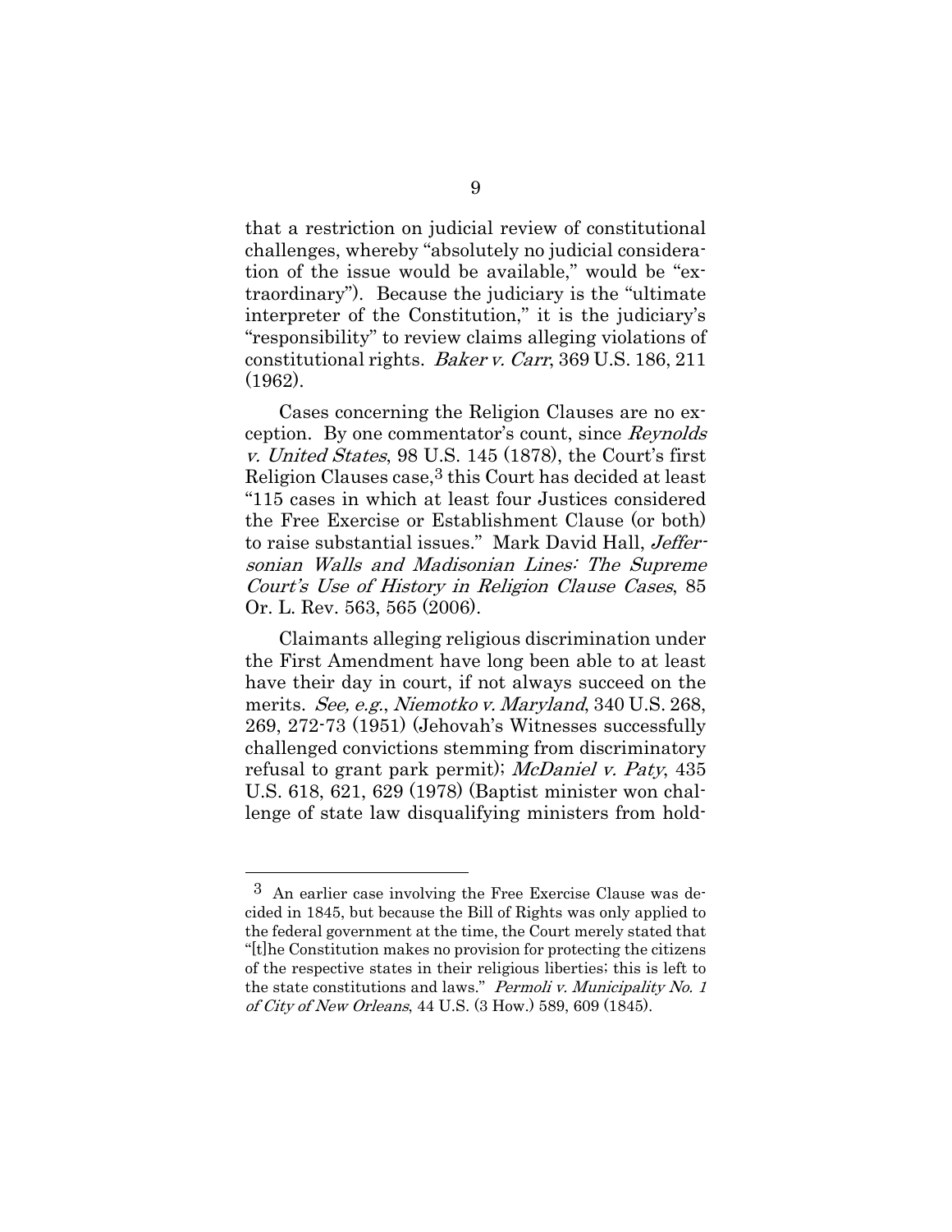that a restriction on judicial review of constitutional challenges, whereby "absolutely no judicial consideration of the issue would be available," would be "extraordinary"). Because the judiciary is the "ultimate interpreter of the Constitution," it is the judiciary's "responsibility" to review claims alleging violations of constitutional rights. *Baker v. Carr*, 369 U.S. 186, 211 (1962).

Cases concerning the Religion Clauses are no exception. By one commentator's count, since *Reynolds v. United States*, 98 U.S. 145 (1878), the Court's first Religion Clauses case,[3] this Court has decided at least "115 cases in which at least four Justices considered the Free Exercise or Establishment Clause (or both) to raise substantial issues." Mark David Hall, *Jeffersonian Walls and Madisonian Lines: The Supreme Court's Use of History in Religion Clause Cases*, 85 Or. L. Rev. 563, 565 (2006).

Claimants alleging religious discrimination under the First Amendment have long been able to at least have their day in court, if not always succeed on the merits. *See, e.g.*, *Niemotko v. Maryland*, 340 U.S. 268, 269, 272-73 (1951) (Jehovah's Witnesses successfully challenged convictions stemming from discriminatory refusal to grant park permit); *McDaniel v. Paty*, 435 U.S. 618, 621, 629 (1978) (Baptist minister won challenge of state law disqualifying ministers from hold-

---

[3] An earlier case involving the Free Exercise Clause was decided in 1845, but because the Bill of Rights was only applied to the federal government at the time, the Court merely stated that "[t]he Constitution makes no provision for protecting the citizens of the respective states in their religious liberties; this is left to the state constitutions and laws." *Permoli v. Municipality No. 1 of City of New Orleans*, 44 U.S. (3 How.) 589, 609 (1845).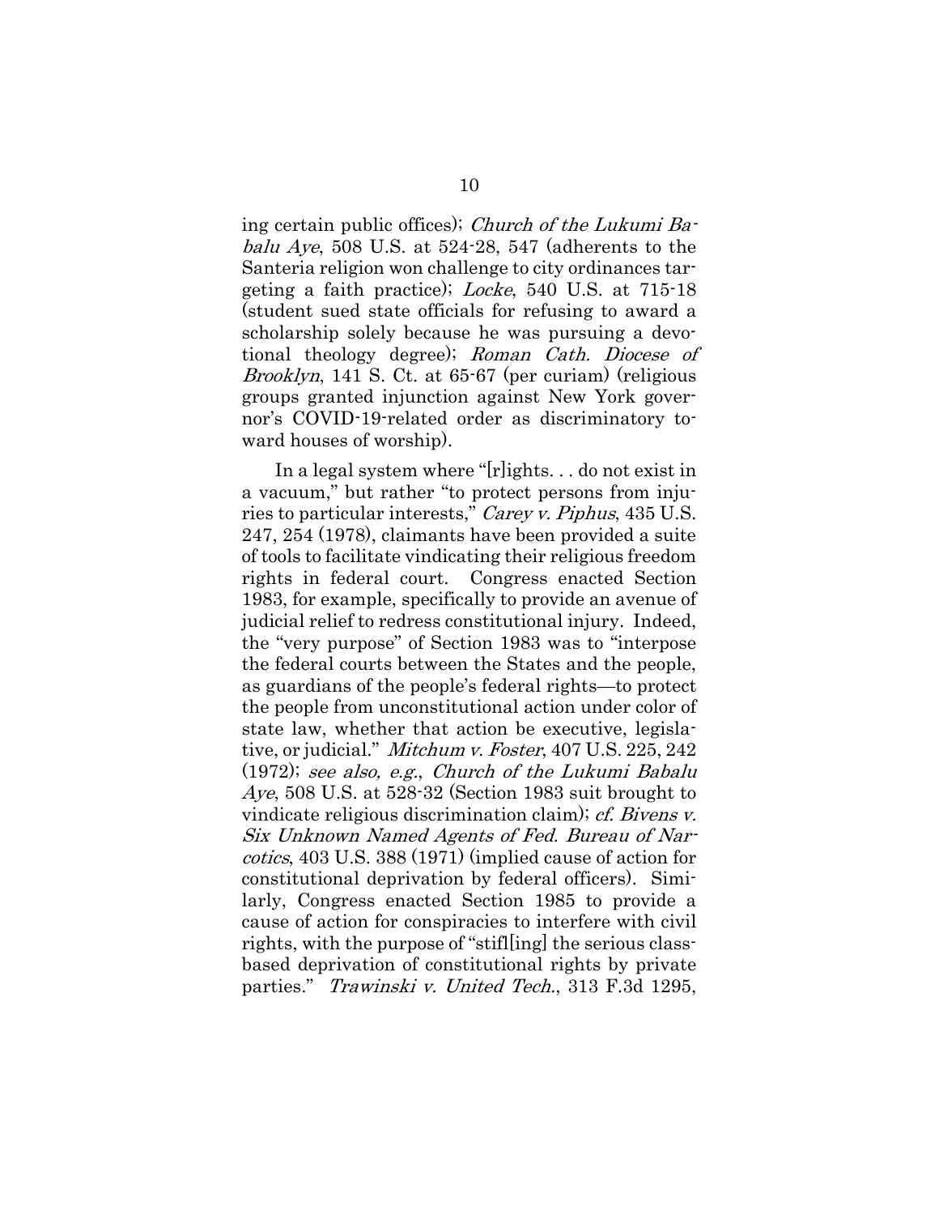ing certain public offices); *Church of the Lukumi Babalu Aye*, 508 U.S. at 524-28, 547 (adherents to the Santeria religion won challenge to city ordinances targeting a faith practice); *Locke*, 540 U.S. at 715-18 (student sued state officials for refusing to award a scholarship solely because he was pursuing a devotional theology degree); *Roman Cath. Diocese of Brooklyn*, 141 S. Ct. at 65-67 (per curiam) (religious groups granted injunction against New York governor's COVID-19-related order as discriminatory toward houses of worship).

In a legal system where "[r]ights. . . do not exist in a vacuum," but rather "to protect persons from injuries to particular interests," *Carey v. Piphus*, 435 U.S. 247, 254 (1978), claimants have been provided a suite of tools to facilitate vindicating their religious freedom rights in federal court. Congress enacted Section 1983, for example, specifically to provide an avenue of judicial relief to redress constitutional injury. Indeed, the "very purpose" of Section 1983 was to "interpose the federal courts between the States and the people, as guardians of the people's federal rights—to protect the people from unconstitutional action under color of state law, whether that action be executive, legislative, or judicial." *Mitchum v. Foster*, 407 U.S. 225, 242 (1972); *see also, e.g.*, *Church of the Lukumi Babalu Aye*, 508 U.S. at 528-32 (Section 1983 suit brought to vindicate religious discrimination claim); *cf. Bivens v. Six Unknown Named Agents of Fed. Bureau of Narcotics*, 403 U.S. 388 (1971) (implied cause of action for constitutional deprivation by federal officers). Similarly, Congress enacted Section 1985 to provide a cause of action for conspiracies to interfere with civil rights, with the purpose of "stifl[ing] the serious class-based deprivation of constitutional rights by private parties." *Trawinski v. United Tech.*, 313 F.3d 1295,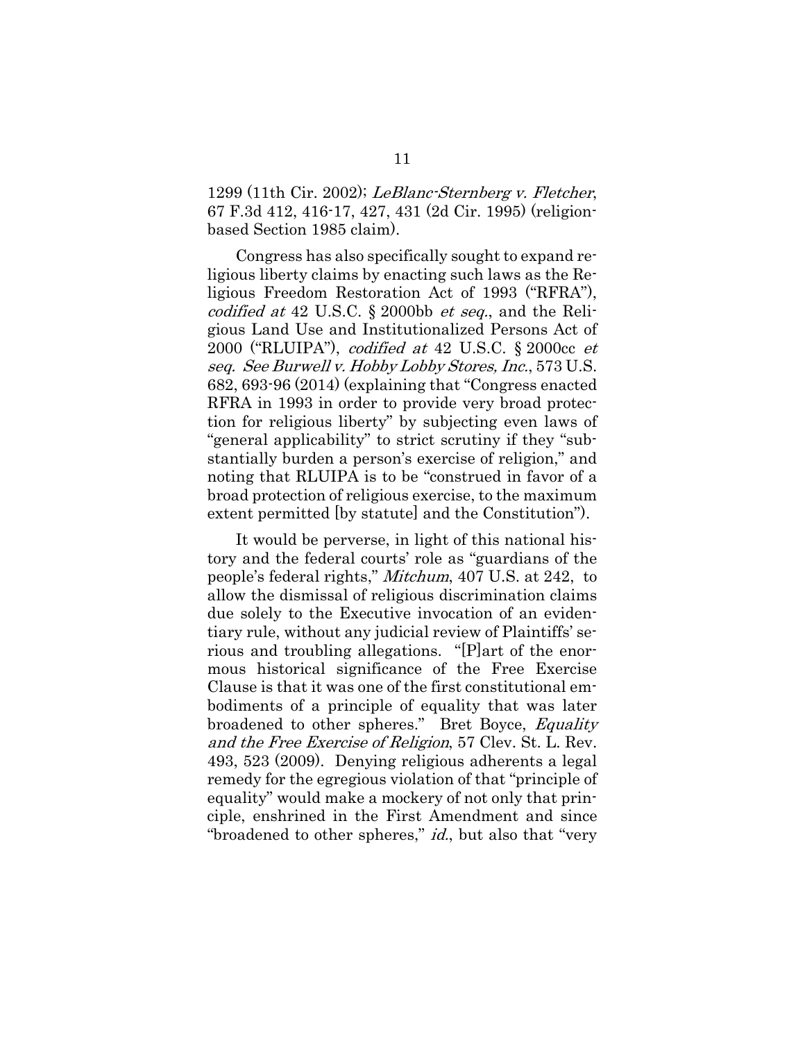1299 (11th Cir. 2002); *LeBlanc-Sternberg v. Fletcher*, 67 F.3d 412, 416-17, 427, 431 (2d Cir. 1995) (religion-based Section 1985 claim).

Congress has also specifically sought to expand religious liberty claims by enacting such laws as the Religious Freedom Restoration Act of 1993 ("RFRA"), *codified at* 42 U.S.C. § 2000bb *et seq.*, and the Religious Land Use and Institutionalized Persons Act of 2000 ("RLUIPA"), *codified at* 42 U.S.C. § 2000cc *et seq. See Burwell v. Hobby Lobby Stores, Inc.*, 573 U.S. 682, 693-96 (2014) (explaining that "Congress enacted RFRA in 1993 in order to provide very broad protection for religious liberty" by subjecting even laws of "general applicability" to strict scrutiny if they "substantially burden a person's exercise of religion," and noting that RLUIPA is to be "construed in favor of a broad protection of religious exercise, to the maximum extent permitted [by statute] and the Constitution").

It would be perverse, in light of this national history and the federal courts' role as "guardians of the people's federal rights," *Mitchum*, 407 U.S. at 242, to allow the dismissal of religious discrimination claims due solely to the Executive invocation of an evidentiary rule, without any judicial review of Plaintiffs' serious and troubling allegations. "[P]art of the enormous historical significance of the Free Exercise Clause is that it was one of the first constitutional embodiments of a principle of equality that was later broadened to other spheres." Bret Boyce, *Equality and the Free Exercise of Religion*, 57 Clev. St. L. Rev. 493, 523 (2009). Denying religious adherents a legal remedy for the egregious violation of that "principle of equality" would make a mockery of not only that principle, enshrined in the First Amendment and since "broadened to other spheres," *id.*, but also that "very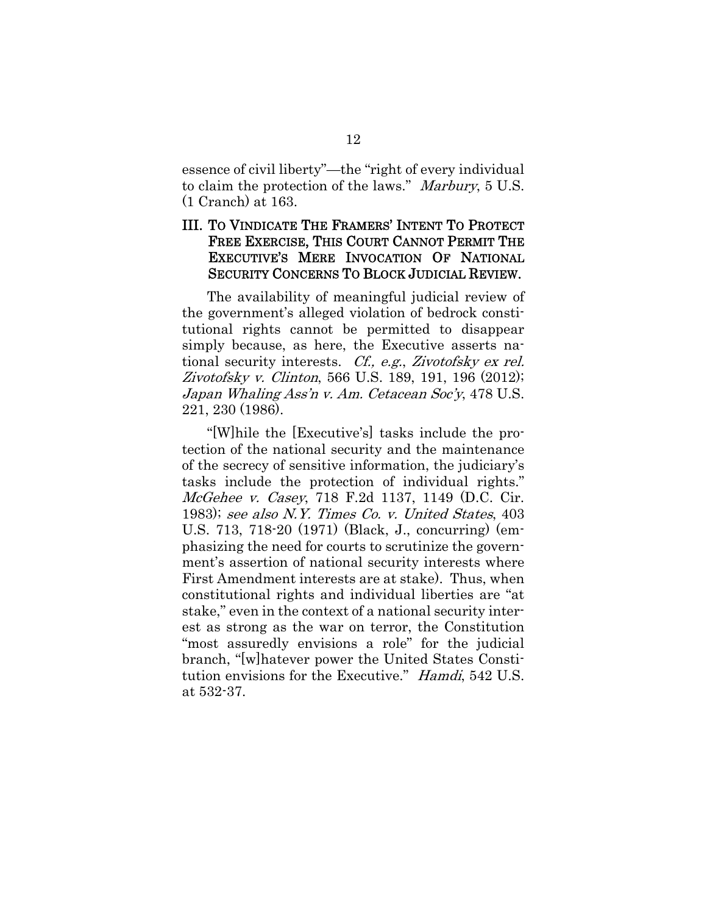essence of civil liberty"—the "right of every individual to claim the protection of the laws." *Marbury*, 5 U.S. (1 Cranch) at 163.

## III. TO VINDICATE THE FRAMERS' INTENT TO PROTECT FREE EXERCISE, THIS COURT CANNOT PERMIT THE EXECUTIVE'S MERE INVOCATION OF NATIONAL SECURITY CONCERNS TO BLOCK JUDICIAL REVIEW.

The availability of meaningful judicial review of the government's alleged violation of bedrock constitutional rights cannot be permitted to disappear simply because, as here, the Executive asserts national security interests. *Cf., e.g.*, *Zivotofsky ex rel. Zivotofsky v. Clinton*, 566 U.S. 189, 191, 196 (2012); *Japan Whaling Ass'n v. Am. Cetacean Soc'y*, 478 U.S. 221, 230 (1986).

"[W]hile the [Executive's] tasks include the protection of the national security and the maintenance of the secrecy of sensitive information, the judiciary's tasks include the protection of individual rights." *McGehee v. Casey*, 718 F.2d 1137, 1149 (D.C. Cir. 1983); *see also N.Y. Times Co. v. United States*, 403 U.S. 713, 718-20 (1971) (Black, J., concurring) (emphasizing the need for courts to scrutinize the government's assertion of national security interests where First Amendment interests are at stake). Thus, when constitutional rights and individual liberties are "at stake," even in the context of a national security interest as strong as the war on terror, the Constitution "most assuredly envisions a role" for the judicial branch, "[w]hatever power the United States Constitution envisions for the Executive." *Hamdi*, 542 U.S. at 532-37.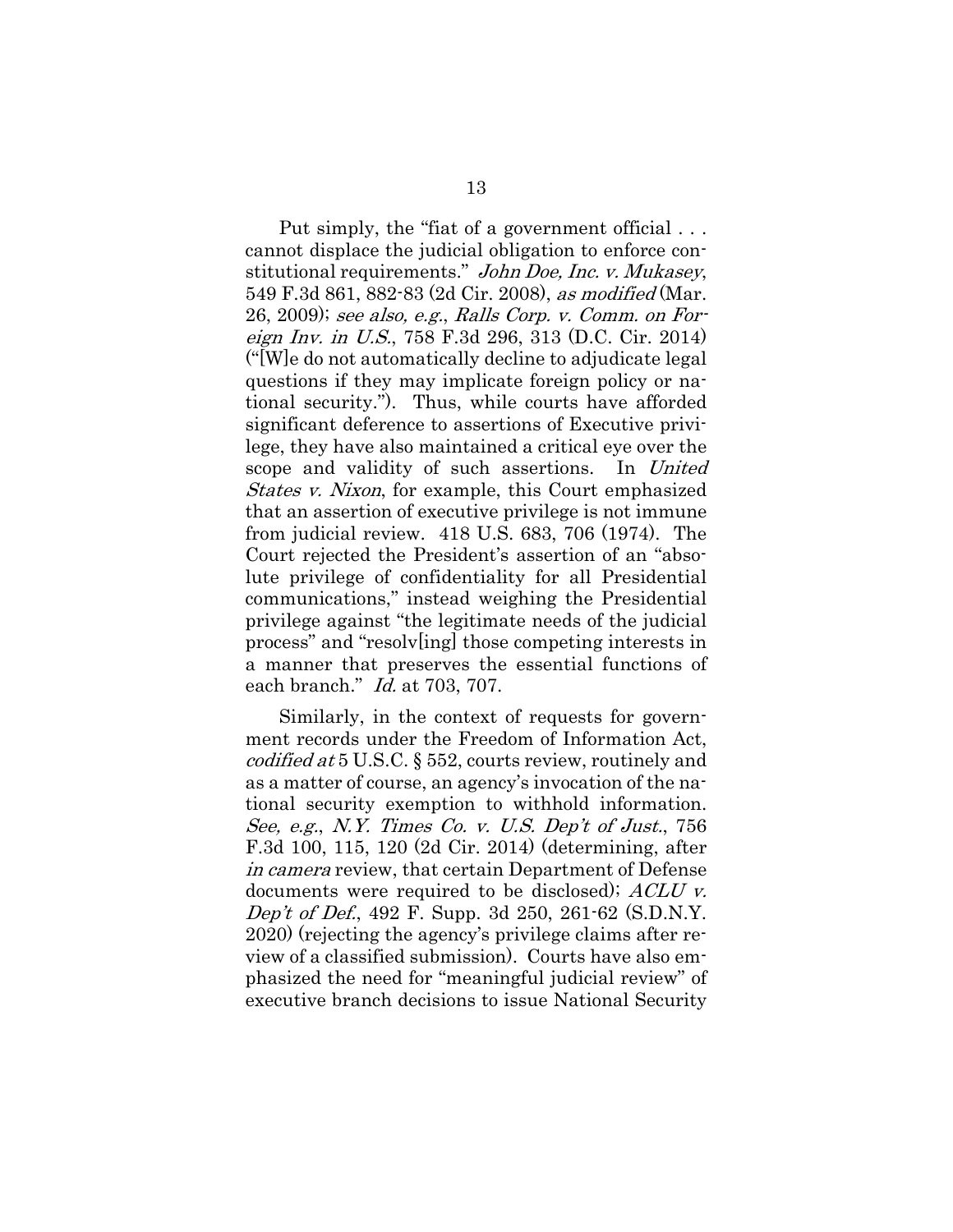Put simply, the "fiat of a government official . . . cannot displace the judicial obligation to enforce constitutional requirements." *John Doe, Inc. v. Mukasey*, 549 F.3d 861, 882-83 (2d Cir. 2008), *as modified* (Mar. 26, 2009); *see also, e.g.*, *Ralls Corp. v. Comm. on Foreign Inv. in U.S.*, 758 F.3d 296, 313 (D.C. Cir. 2014) ("[W]e do not automatically decline to adjudicate legal questions if they may implicate foreign policy or national security."). Thus, while courts have afforded significant deference to assertions of Executive privilege, they have also maintained a critical eye over the scope and validity of such assertions. In *United States v. Nixon*, for example, this Court emphasized that an assertion of executive privilege is not immune from judicial review. 418 U.S. 683, 706 (1974). The Court rejected the President's assertion of an "absolute privilege of confidentiality for all Presidential communications," instead weighing the Presidential privilege against "the legitimate needs of the judicial process" and "resolv[ing] those competing interests in a manner that preserves the essential functions of each branch." *Id.* at 703, 707.

Similarly, in the context of requests for government records under the Freedom of Information Act, *codified at* 5 U.S.C. § 552, courts review, routinely and as a matter of course, an agency's invocation of the national security exemption to withhold information. *See, e.g.*, *N.Y. Times Co. v. U.S. Dep't of Just.*, 756 F.3d 100, 115, 120 (2d Cir. 2014) (determining, after *in camera* review, that certain Department of Defense documents were required to be disclosed); *ACLU v. Dep't of Def.*, 492 F. Supp. 3d 250, 261-62 (S.D.N.Y. 2020) (rejecting the agency's privilege claims after review of a classified submission). Courts have also emphasized the need for "meaningful judicial review" of executive branch decisions to issue National Security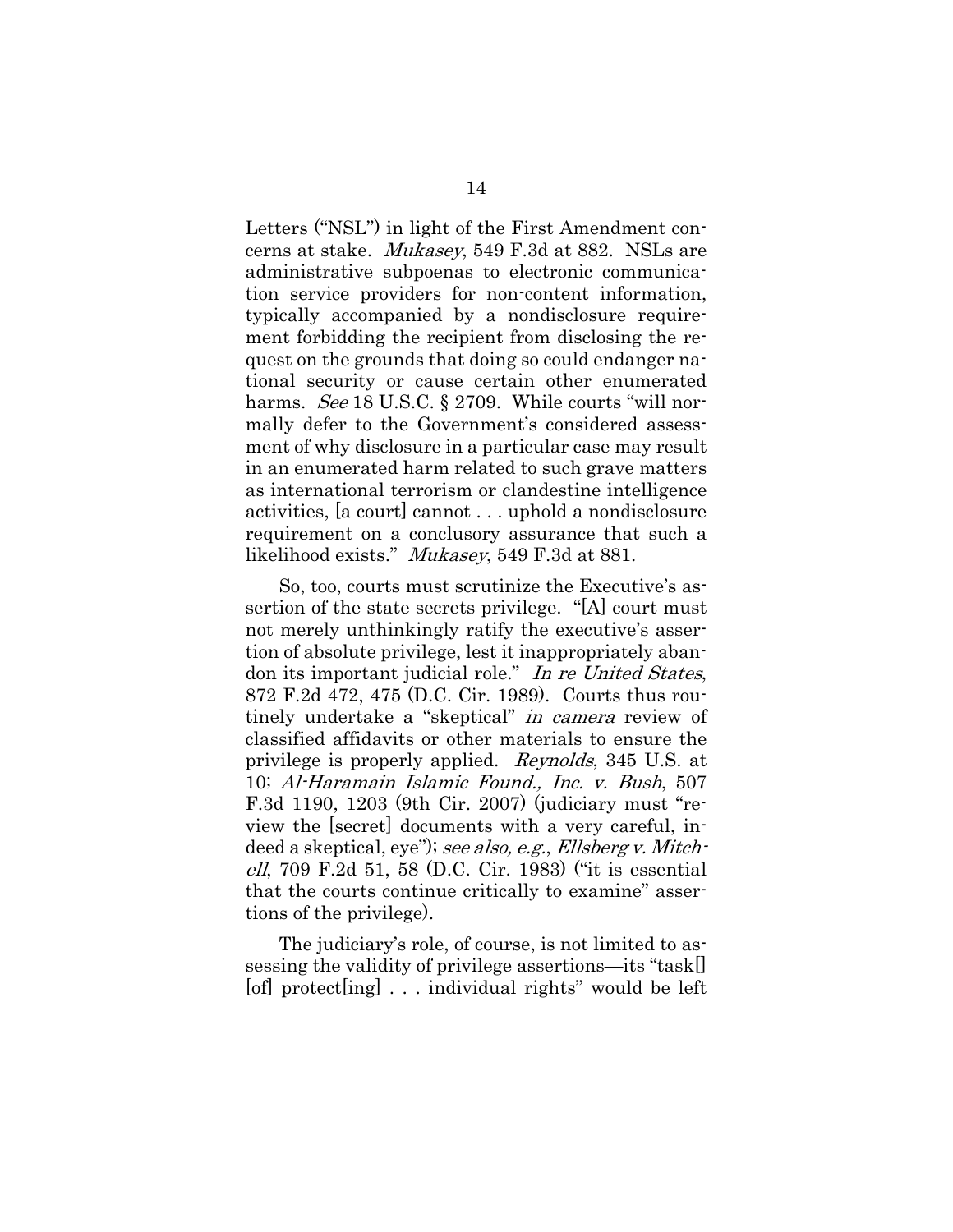Letters ("NSL") in light of the First Amendment concerns at stake. *Mukasey*, 549 F.3d at 882. NSLs are administrative subpoenas to electronic communication service providers for non-content information, typically accompanied by a nondisclosure requirement forbidding the recipient from disclosing the request on the grounds that doing so could endanger national security or cause certain other enumerated harms. *See* 18 U.S.C. § 2709. While courts "will normally defer to the Government's considered assessment of why disclosure in a particular case may result in an enumerated harm related to such grave matters as international terrorism or clandestine intelligence activities, [a court] cannot . . . uphold a nondisclosure requirement on a conclusory assurance that such a likelihood exists." *Mukasey*, 549 F.3d at 881.

So, too, courts must scrutinize the Executive's assertion of the state secrets privilege. "[A] court must not merely unthinkingly ratify the executive's assertion of absolute privilege, lest it inappropriately abandon its important judicial role." *In re United States*, 872 F.2d 472, 475 (D.C. Cir. 1989). Courts thus routinely undertake a "skeptical" *in camera* review of classified affidavits or other materials to ensure the privilege is properly applied. *Reynolds*, 345 U.S. at 10; *Al-Haramain Islamic Found., Inc. v. Bush*, 507 F.3d 1190, 1203 (9th Cir. 2007) (judiciary must "review the [secret] documents with a very careful, indeed a skeptical, eye"); *see also, e.g.*, *Ellsberg v. Mitchell*, 709 F.2d 51, 58 (D.C. Cir. 1983) ("it is essential that the courts continue critically to examine" assertions of the privilege).

The judiciary's role, of course, is not limited to assessing the validity of privilege assertions—its "task[] [of] protect[ing] . . . individual rights" would be left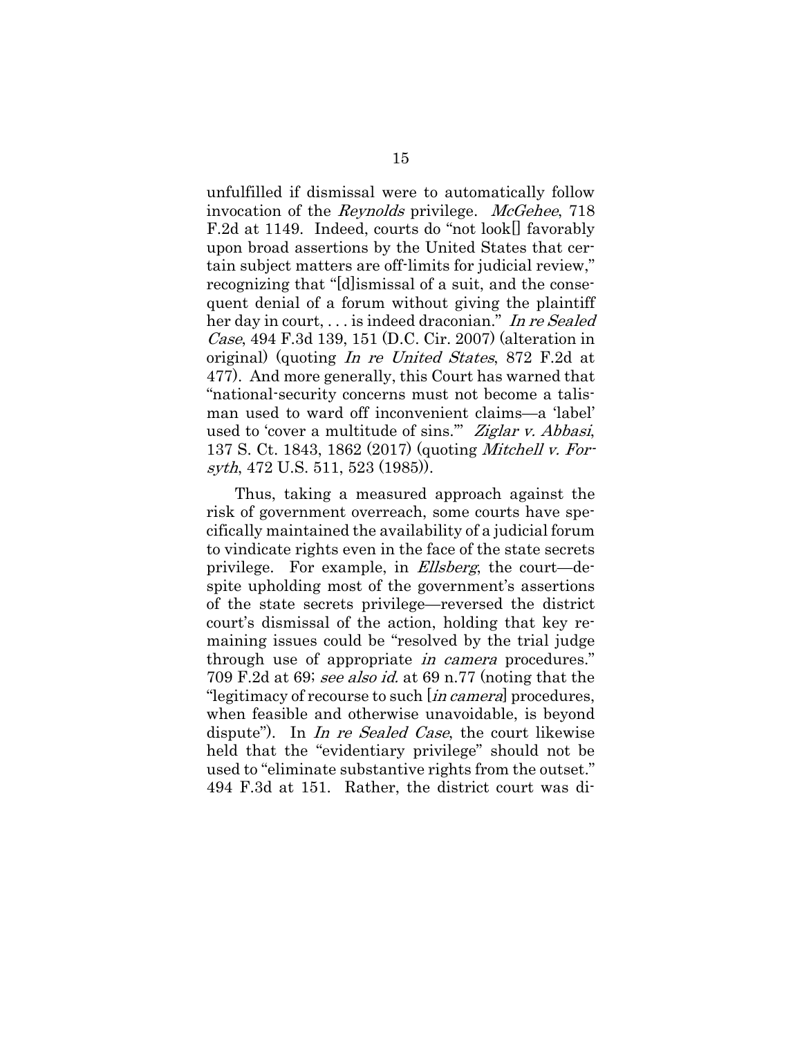unfulfilled if dismissal were to automatically follow invocation of the *Reynolds* privilege. *McGehee*, 718 F.2d at 1149. Indeed, courts do "not look[] favorably upon broad assertions by the United States that certain subject matters are off-limits for judicial review," recognizing that "[d]ismissal of a suit, and the consequent denial of a forum without giving the plaintiff her day in court, . . . is indeed draconian." *In re Sealed Case*, 494 F.3d 139, 151 (D.C. Cir. 2007) (alteration in original) (quoting *In re United States*, 872 F.2d at 477). And more generally, this Court has warned that "national-security concerns must not become a talisman used to ward off inconvenient claims—a 'label' used to 'cover a multitude of sins.'" *Ziglar v. Abbasi*, 137 S. Ct. 1843, 1862 (2017) (quoting *Mitchell v. Forsyth*, 472 U.S. 511, 523 (1985)).

Thus, taking a measured approach against the risk of government overreach, some courts have specifically maintained the availability of a judicial forum to vindicate rights even in the face of the state secrets privilege. For example, in *Ellsberg*, the court—despite upholding most of the government's assertions of the state secrets privilege—reversed the district court's dismissal of the action, holding that key remaining issues could be "resolved by the trial judge through use of appropriate *in camera* procedures." 709 F.2d at 69; *see also id.* at 69 n.77 (noting that the "legitimacy of recourse to such [*in camera*] procedures, when feasible and otherwise unavoidable, is beyond dispute"). In *In re Sealed Case*, the court likewise held that the "evidentiary privilege" should not be used to "eliminate substantive rights from the outset." 494 F.3d at 151. Rather, the district court was di-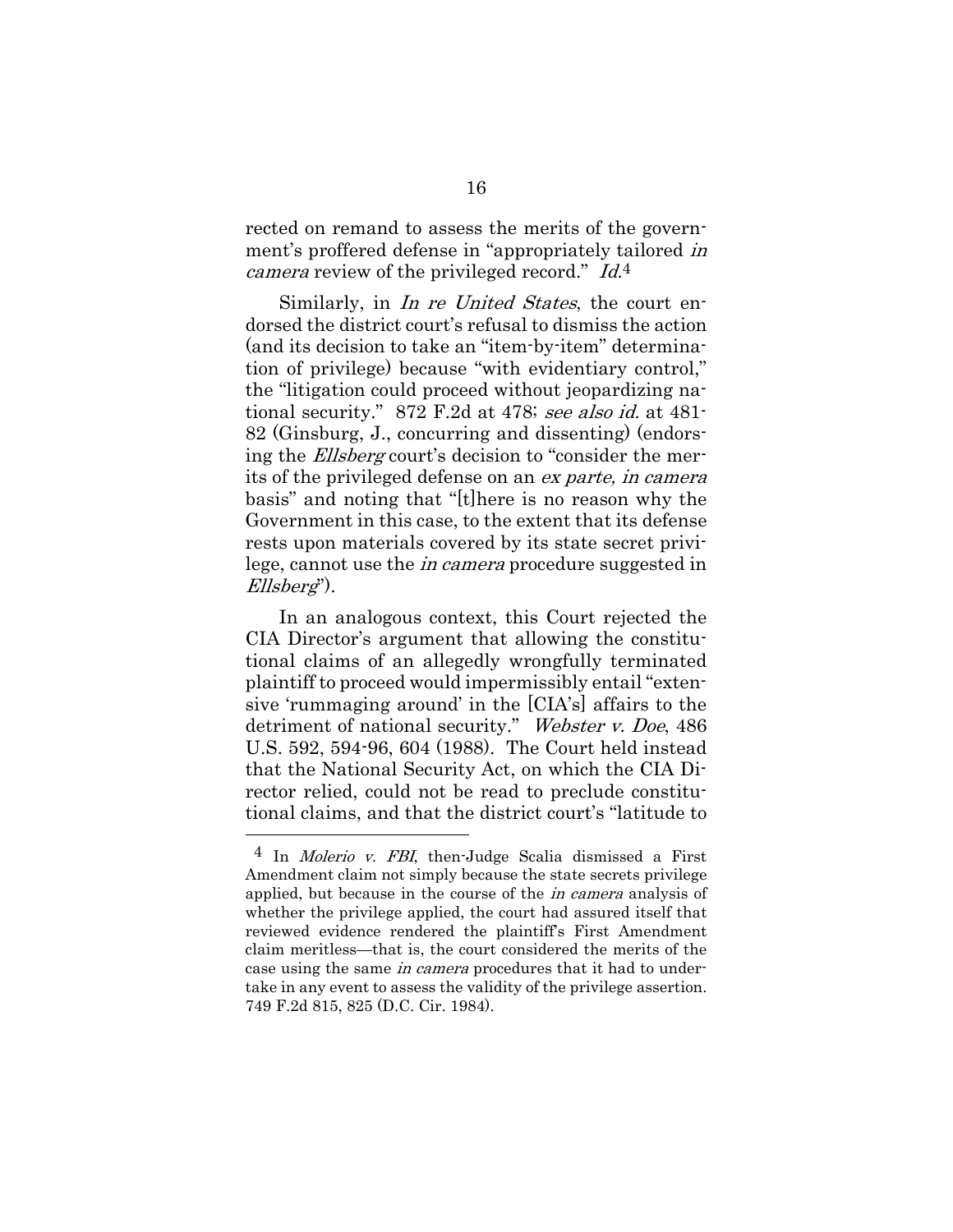rected on remand to assess the merits of the government's proffered defense in "appropriately tailored *in camera* review of the privileged record." *Id.*[4]

Similarly, in *In re United States*, the court endorsed the district court's refusal to dismiss the action (and its decision to take an "item-by-item" determination of privilege) because "with evidentiary control," the "litigation could proceed without jeopardizing national security." 872 F.2d at 478; *see also id.* at 481-82 (Ginsburg, J., concurring and dissenting) (endorsing the *Ellsberg* court's decision to "consider the merits of the privileged defense on an *ex parte, in camera* basis" and noting that "[t]here is no reason why the Government in this case, to the extent that its defense rests upon materials covered by its state secret privilege, cannot use the *in camera* procedure suggested in *Ellsberg*").

In an analogous context, this Court rejected the CIA Director's argument that allowing the constitutional claims of an allegedly wrongfully terminated plaintiff to proceed would impermissibly entail "extensive 'rummaging around' in the [CIA's] affairs to the detriment of national security." *Webster v. Doe*, 486 U.S. 592, 594-96, 604 (1988). The Court held instead that the National Security Act, on which the CIA Director relied, could not be read to preclude constitutional claims, and that the district court's "latitude to

---

[4] In *Molerio v. FBI*, then-Judge Scalia dismissed a First Amendment claim not simply because the state secrets privilege applied, but because in the course of the *in camera* analysis of whether the privilege applied, the court had assured itself that reviewed evidence rendered the plaintiff's First Amendment claim meritless—that is, the court considered the merits of the case using the same *in camera* procedures that it had to undertake in any event to assess the validity of the privilege assertion. 749 F.2d 815, 825 (D.C. Cir. 1984).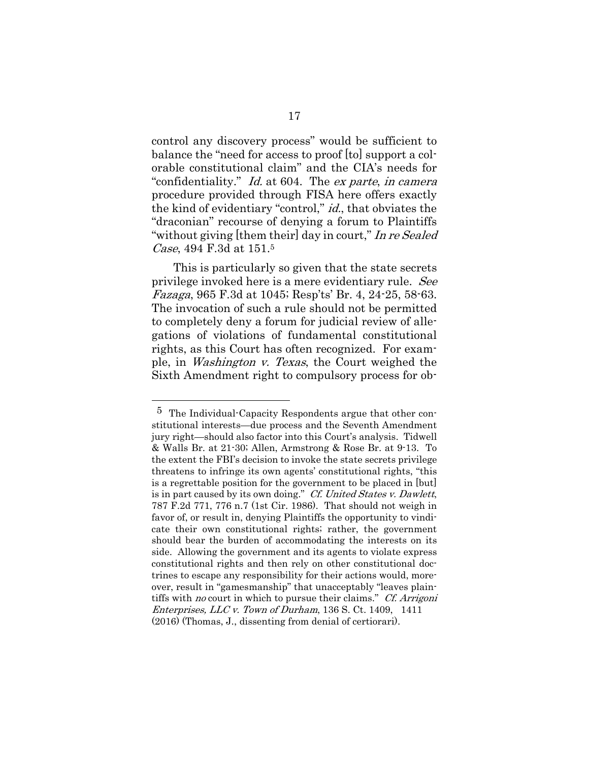control any discovery process" would be sufficient to balance the "need for access to proof [to] support a colorable constitutional claim" and the CIA's needs for "confidentiality." *Id.* at 604. The *ex parte*, *in camera* procedure provided through FISA here offers exactly the kind of evidentiary "control," *id.*, that obviates the "draconian" recourse of denying a forum to Plaintiffs "without giving [them their] day in court," *In re Sealed Case*, 494 F.3d at 151.[5]

This is particularly so given that the state secrets privilege invoked here is a mere evidentiary rule. *See Fazaga*, 965 F.3d at 1045; Resp'ts' Br. 4, 24-25, 58-63. The invocation of such a rule should not be permitted to completely deny a forum for judicial review of allegations of violations of fundamental constitutional rights, as this Court has often recognized. For example, in *Washington v. Texas*, the Court weighed the Sixth Amendment right to compulsory process for ob-

---

[5] The Individual-Capacity Respondents argue that other constitutional interests—due process and the Seventh Amendment jury right—should also factor into this Court's analysis. Tidwell & Walls Br. at 21-30; Allen, Armstrong & Rose Br. at 9-13. To the extent the FBI's decision to invoke the state secrets privilege threatens to infringe its own agents' constitutional rights, "this is a regrettable position for the government to be placed in [but] is in part caused by its own doing." *Cf. United States v. Dawlett*, 787 F.2d 771, 776 n.7 (1st Cir. 1986). That should not weigh in favor of, or result in, denying Plaintiffs the opportunity to vindicate their own constitutional rights; rather, the government should bear the burden of accommodating the interests on its side. Allowing the government and its agents to violate express constitutional rights and then rely on other constitutional doctrines to escape any responsibility for their actions would, moreover, result in "gamesmanship" that unacceptably "leaves plaintiffs with *no* court in which to pursue their claims." *Cf. Arrigoni Enterprises, LLC v. Town of Durham*, 136 S. Ct. 1409, 1411 (2016) (Thomas, J., dissenting from denial of certiorari).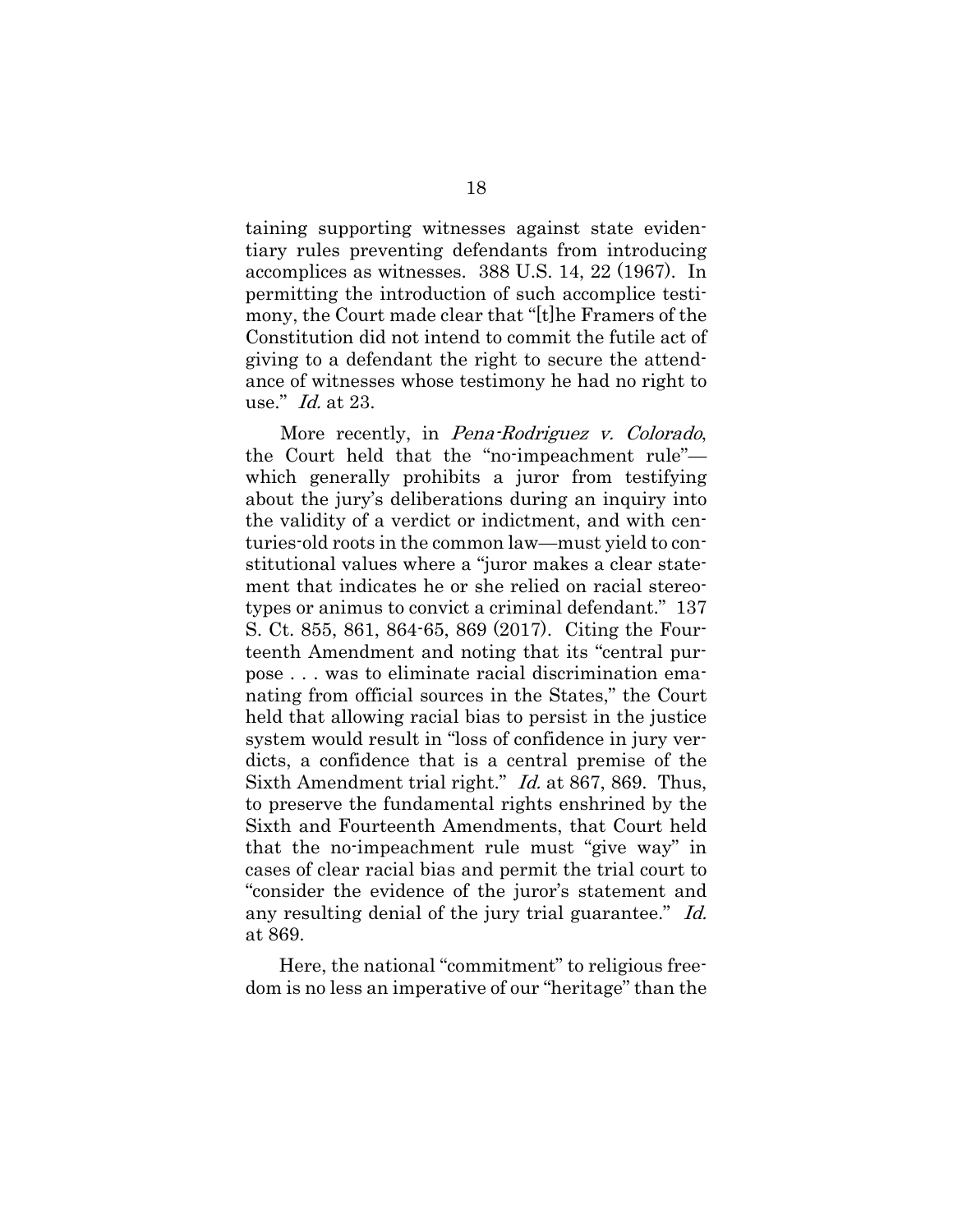taining supporting witnesses against state evidentiary rules preventing defendants from introducing accomplices as witnesses. 388 U.S. 14, 22 (1967). In permitting the introduction of such accomplice testimony, the Court made clear that "[t]he Framers of the Constitution did not intend to commit the futile act of giving to a defendant the right to secure the attendance of witnesses whose testimony he had no right to use." *Id.* at 23.

More recently, in *Pena-Rodriguez v. Colorado*, the Court held that the "no-impeachment rule"—which generally prohibits a juror from testifying about the jury's deliberations during an inquiry into the validity of a verdict or indictment, and with centuries-old roots in the common law—must yield to constitutional values where a "juror makes a clear statement that indicates he or she relied on racial stereotypes or animus to convict a criminal defendant." 137 S. Ct. 855, 861, 864-65, 869 (2017). Citing the Fourteenth Amendment and noting that its "central purpose . . . was to eliminate racial discrimination emanating from official sources in the States," the Court held that allowing racial bias to persist in the justice system would result in "loss of confidence in jury verdicts, a confidence that is a central premise of the Sixth Amendment trial right." *Id.* at 867, 869. Thus, to preserve the fundamental rights enshrined by the Sixth and Fourteenth Amendments, that Court held that the no-impeachment rule must "give way" in cases of clear racial bias and permit the trial court to "consider the evidence of the juror's statement and any resulting denial of the jury trial guarantee." *Id.* at 869.

Here, the national "commitment" to religious freedom is no less an imperative of our "heritage" than the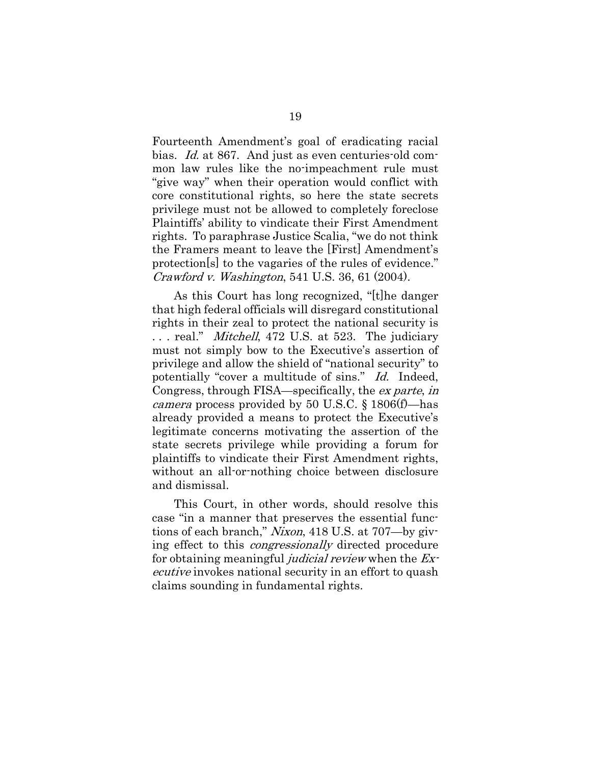Fourteenth Amendment's goal of eradicating racial bias. *Id.* at 867. And just as even centuries-old common law rules like the no-impeachment rule must "give way" when their operation would conflict with core constitutional rights, so here the state secrets privilege must not be allowed to completely foreclose Plaintiffs' ability to vindicate their First Amendment rights. To paraphrase Justice Scalia, "we do not think the Framers meant to leave the [First] Amendment's protection[s] to the vagaries of the rules of evidence." *Crawford v. Washington*, 541 U.S. 36, 61 (2004).

As this Court has long recognized, "[t]he danger that high federal officials will disregard constitutional rights in their zeal to protect the national security is . . . real." *Mitchell*, 472 U.S. at 523. The judiciary must not simply bow to the Executive's assertion of privilege and allow the shield of "national security" to potentially "cover a multitude of sins." *Id.* Indeed, Congress, through FISA—specifically, the *ex parte*, *in camera* process provided by 50 U.S.C. § 1806(f)—has already provided a means to protect the Executive's legitimate concerns motivating the assertion of the state secrets privilege while providing a forum for plaintiffs to vindicate their First Amendment rights, without an all-or-nothing choice between disclosure and dismissal.

This Court, in other words, should resolve this case "in a manner that preserves the essential functions of each branch," *Nixon*, 418 U.S. at 707—by giving effect to this *congressionally* directed procedure for obtaining meaningful *judicial review* when the *Executive* invokes national security in an effort to quash claims sounding in fundamental rights.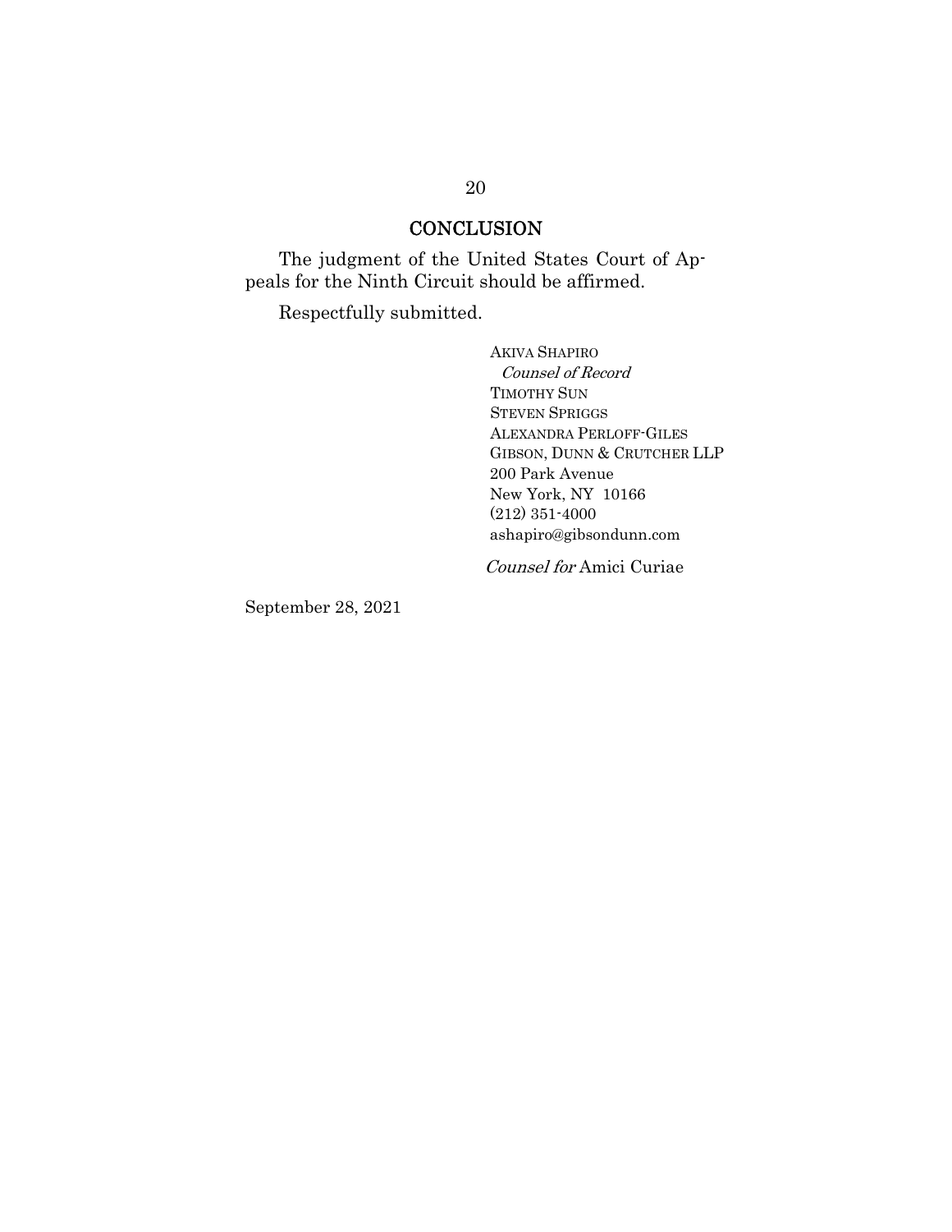## CONCLUSION

The judgment of the United States Court of Appeals for the Ninth Circuit should be affirmed.

Respectfully submitted.

AKIVA SHAPIRO
*Counsel of Record*
TIMOTHY SUN
STEVEN SPRIGGS
ALEXANDRA PERLOFF-GILES
GIBSON, DUNN & CRUTCHER LLP
200 Park Avenue
New York, NY 10166
(212) 351-4000
ashapiro@gibsondunn.com

*Counsel for* Amici Curiae

September 28, 2021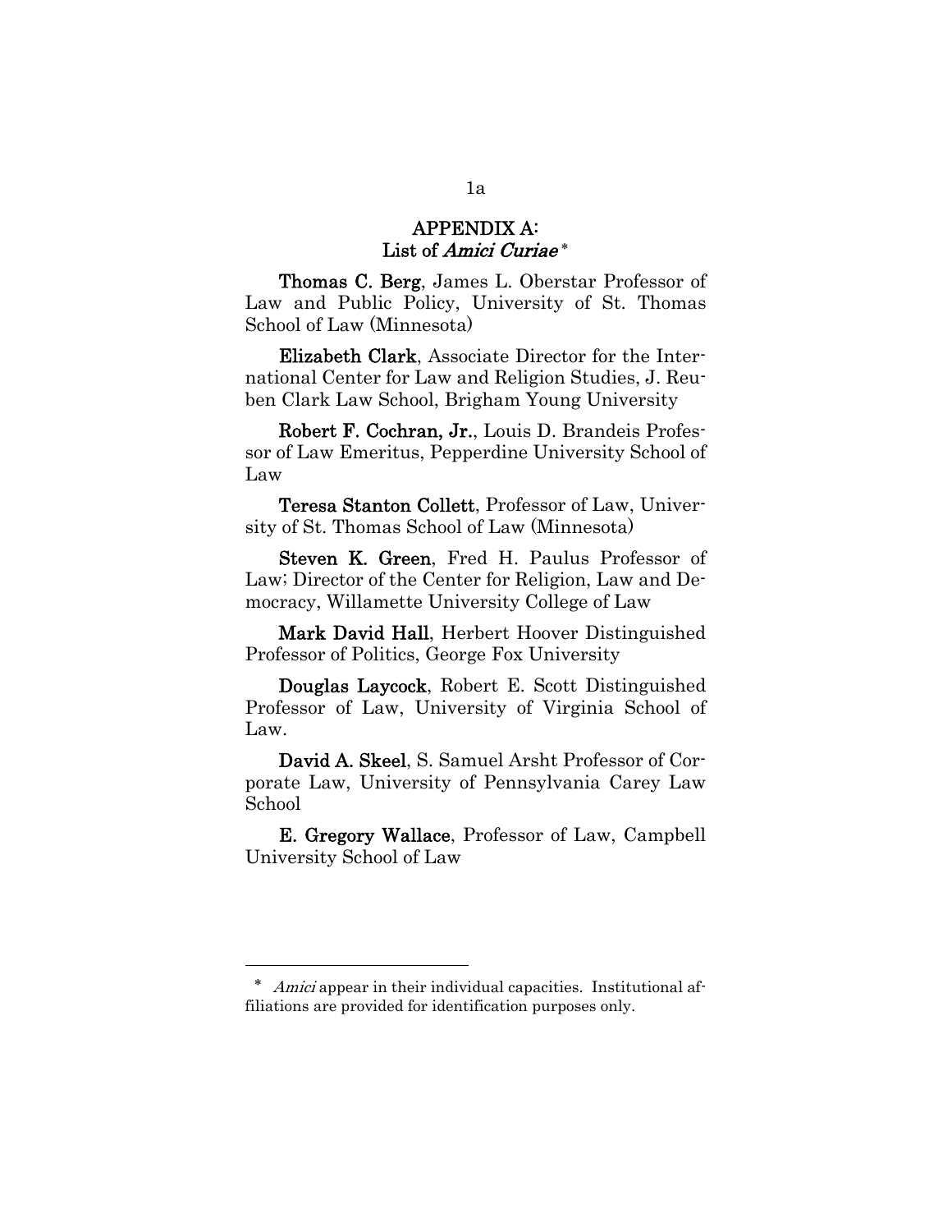# APPENDIX A:
## List of *Amici Curiae* *

**Thomas C. Berg**, James L. Oberstar Professor of Law and Public Policy, University of St. Thomas School of Law (Minnesota)

**Elizabeth Clark**, Associate Director for the International Center for Law and Religion Studies, J. Reuben Clark Law School, Brigham Young University

**Robert F. Cochran, Jr.**, Louis D. Brandeis Professor of Law Emeritus, Pepperdine University School of Law

**Teresa Stanton Collett**, Professor of Law, University of St. Thomas School of Law (Minnesota)

**Steven K. Green**, Fred H. Paulus Professor of Law; Director of the Center for Religion, Law and Democracy, Willamette University College of Law

**Mark David Hall**, Herbert Hoover Distinguished Professor of Politics, George Fox University

**Douglas Laycock**, Robert E. Scott Distinguished Professor of Law, University of Virginia School of Law.

**David A. Skeel**, S. Samuel Arsht Professor of Corporate Law, University of Pennsylvania Carey Law School

**E. Gregory Wallace**, Professor of Law, Campbell University School of Law

---

\* *Amici* appear in their individual capacities. Institutional affiliations are provided for identification purposes only.